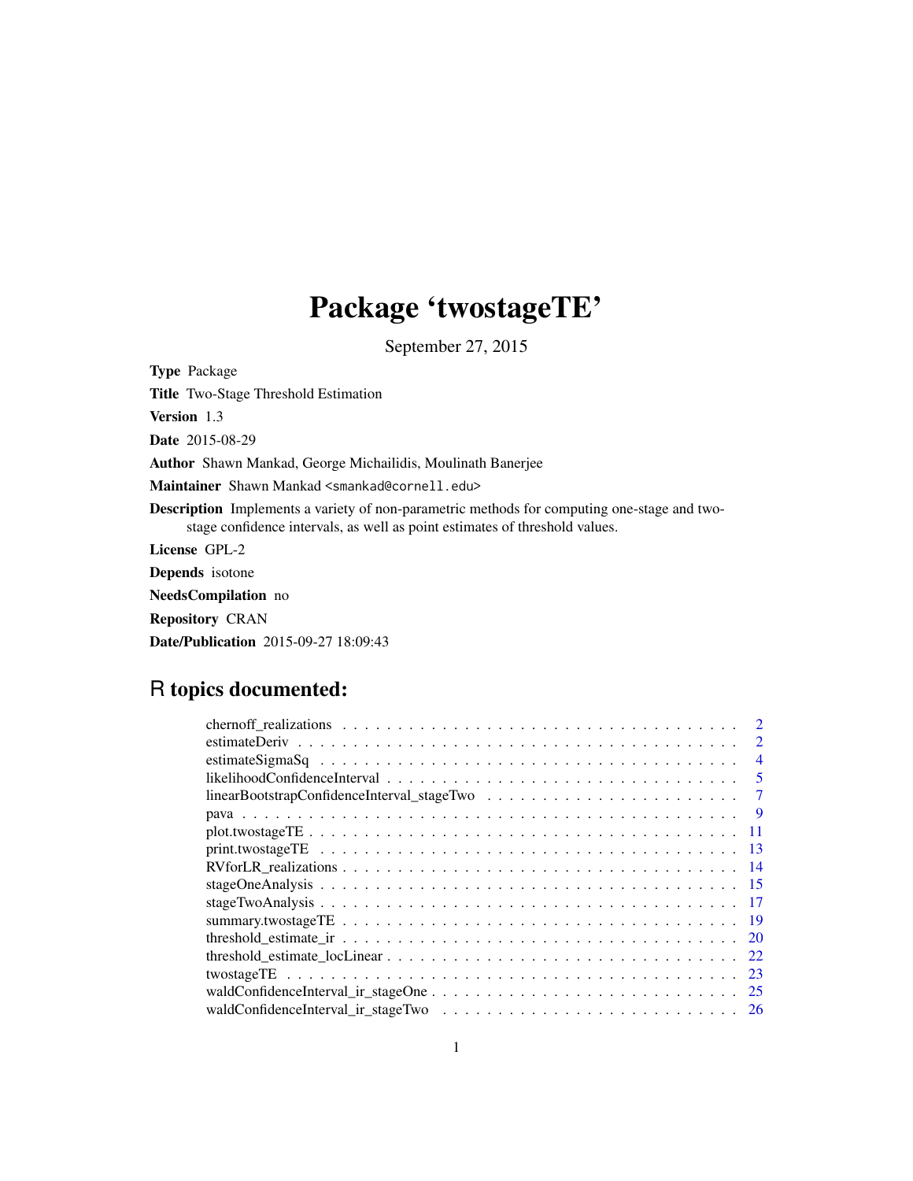# Package 'twostageTE'

September 27, 2015

**Type** Package

**Title** Two-Stage Threshold Estimation

**Version** 1.3

**Date** 2015-08-29

**Author** Shawn Mankad, George Michailidis, Moulinath Banerjee

**Maintainer** Shawn Mankad <smankad@cornell.edu>

**Description** Implements a variety of non-parametric methods for computing one-stage and two-stage confidence intervals, as well as point estimates of threshold values.

**License** GPL-2

**Depends** isotone

**NeedsCompilation** no

**Repository** CRAN

**Date/Publication** 2015-09-27 18:09:43

## R topics documented:

chernoff_realizations . . . . . . . . . . . . . . . . . . . . . . . . . . . . . . . . . . . . 2
estimateDeriv . . . . . . . . . . . . . . . . . . . . . . . . . . . . . . . . . . . . . . . . . 2
estimateSigmaSq . . . . . . . . . . . . . . . . . . . . . . . . . . . . . . . . . . . . . . . 4
likelihoodConfidenceInterval . . . . . . . . . . . . . . . . . . . . . . . . . . . . . . . . 5
linearBootstrapConfidenceInterval_stageTwo . . . . . . . . . . . . . . . . . . . . . . 7
pava . . . . . . . . . . . . . . . . . . . . . . . . . . . . . . . . . . . . . . . . . . . . . . 9
plot.twostageTE . . . . . . . . . . . . . . . . . . . . . . . . . . . . . . . . . . . . . . . 11
print.twostageTE . . . . . . . . . . . . . . . . . . . . . . . . . . . . . . . . . . . . . . 13
RVforLR_realizations . . . . . . . . . . . . . . . . . . . . . . . . . . . . . . . . . . . . 14
stageOneAnalysis . . . . . . . . . . . . . . . . . . . . . . . . . . . . . . . . . . . . . . . 15
stageTwoAnalysis . . . . . . . . . . . . . . . . . . . . . . . . . . . . . . . . . . . . . . . 17
summary.twostageTE . . . . . . . . . . . . . . . . . . . . . . . . . . . . . . . . . . . . . 19
threshold_estimate_ir . . . . . . . . . . . . . . . . . . . . . . . . . . . . . . . . . . . . . 20
threshold_estimate_locLinear . . . . . . . . . . . . . . . . . . . . . . . . . . . . . . . . 22
twostageTE . . . . . . . . . . . . . . . . . . . . . . . . . . . . . . . . . . . . . . . . . . 23
waldConfidenceInterval_ir_stageOne . . . . . . . . . . . . . . . . . . . . . . . . . . . . 25
waldConfidenceInterval_ir_stageTwo . . . . . . . . . . . . . . . . . . . . . . . . . . . . 26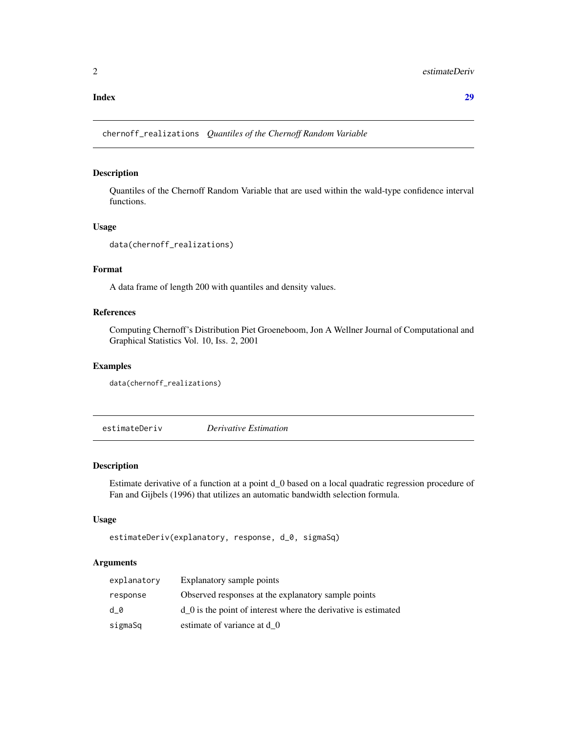**Index** **29**

---

## chernoff_realizations *Quantiles of the Chernoff Random Variable*

### Description

Quantiles of the Chernoff Random Variable that are used within the wald-type confidence interval functions.

### Usage

```
data(chernoff_realizations)
```

### Format

A data frame of length 200 with quantiles and density values.

### References

Computing Chernoff's Distribution Piet Groeneboom, Jon A Wellner Journal of Computational and Graphical Statistics Vol. 10, Iss. 2, 2001

### Examples

```
data(chernoff_realizations)
```

---

## estimateDeriv *Derivative Estimation*

### Description

Estimate derivative of a function at a point d_0 based on a local quadratic regression procedure of Fan and Gijbels (1996) that utilizes an automatic bandwidth selection formula.

### Usage

```
estimateDeriv(explanatory, response, d_0, sigmaSq)
```

### Arguments

| | |
|---|---|
| `explanatory` | Explanatory sample points |
| `response` | Observed responses at the explanatory sample points |
| `d_0` | d_0 is the point of interest where the derivative is estimated |
| `sigmaSq` | estimate of variance at d_0 |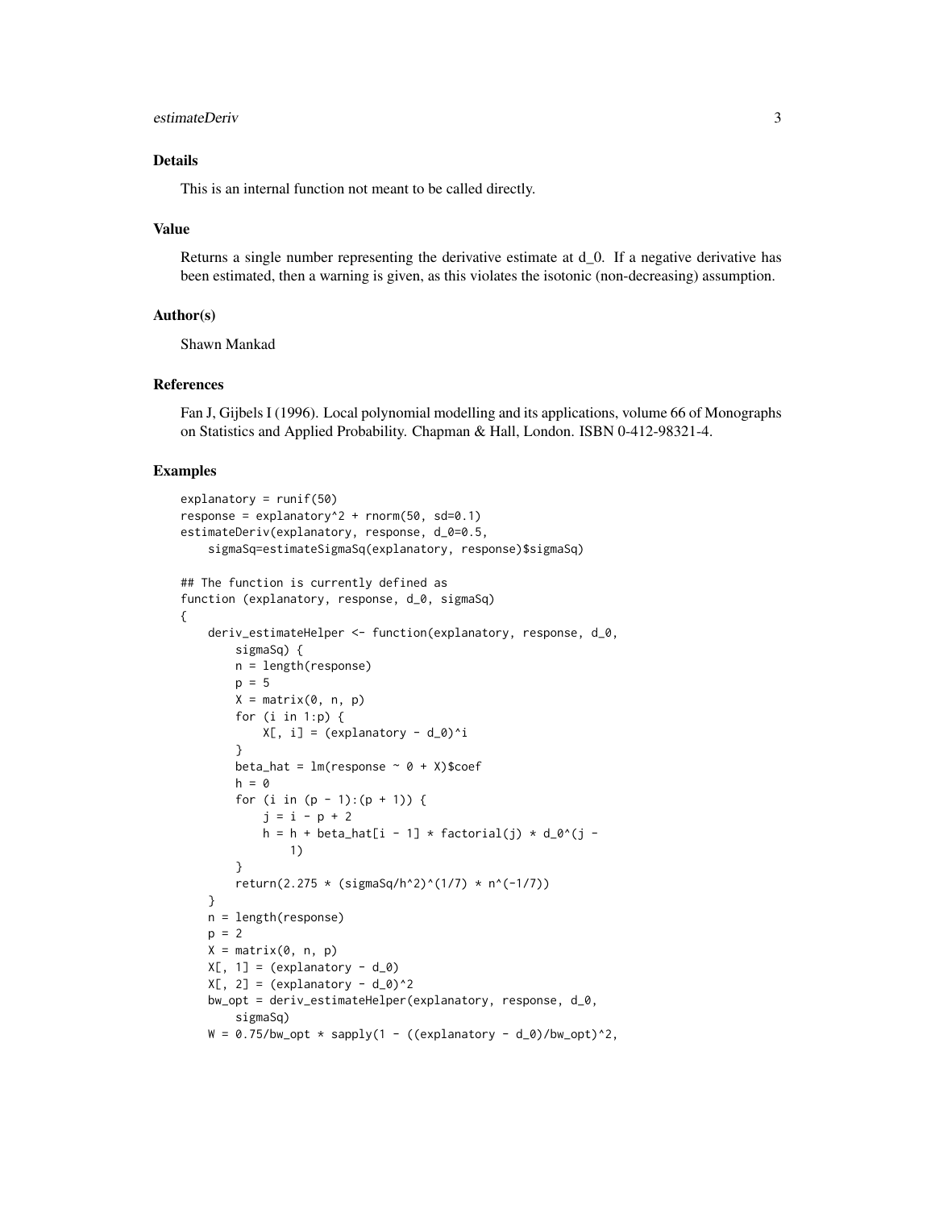### Details

This is an internal function not meant to be called directly.

### Value

Returns a single number representing the derivative estimate at d_0. If a negative derivative has been estimated, then a warning is given, as this violates the isotonic (non-decreasing) assumption.

### Author(s)

Shawn Mankad

### References

Fan J, Gijbels I (1996). Local polynomial modelling and its applications, volume 66 of Monographs on Statistics and Applied Probability. Chapman & Hall, London. ISBN 0-412-98321-4.

### Examples

```
explanatory = runif(50)
response = explanatory^2 + rnorm(50, sd=0.1)
estimateDeriv(explanatory, response, d_0=0.5,
    sigmaSq=estimateSigmaSq(explanatory, response)$sigmaSq)

## The function is currently defined as
function (explanatory, response, d_0, sigmaSq)
{
    deriv_estimateHelper <- function(explanatory, response, d_0,
        sigmaSq) {
        n = length(response)
        p = 5
        X = matrix(0, n, p)
        for (i in 1:p) {
            X[, i] = (explanatory - d_0)^i
        }
        beta_hat = lm(response ~ 0 + X)$coef
        h = 0
        for (i in (p - 1):(p + 1)) {
            j = i - p + 2
            h = h + beta_hat[i - 1] * factorial(j) * d_0^(j -
                1)
        }
        return(2.275 * (sigmaSq/h^2)^(1/7) * n^(-1/7))
    }
    n = length(response)
    p = 2
    X = matrix(0, n, p)
    X[, 1] = (explanatory - d_0)
    X[, 2] = (explanatory - d_0)^2
    bw_opt = deriv_estimateHelper(explanatory, response, d_0,
        sigmaSq)
    W = 0.75/bw_opt * sapply(1 - ((explanatory - d_0)/bw_opt)^2,
```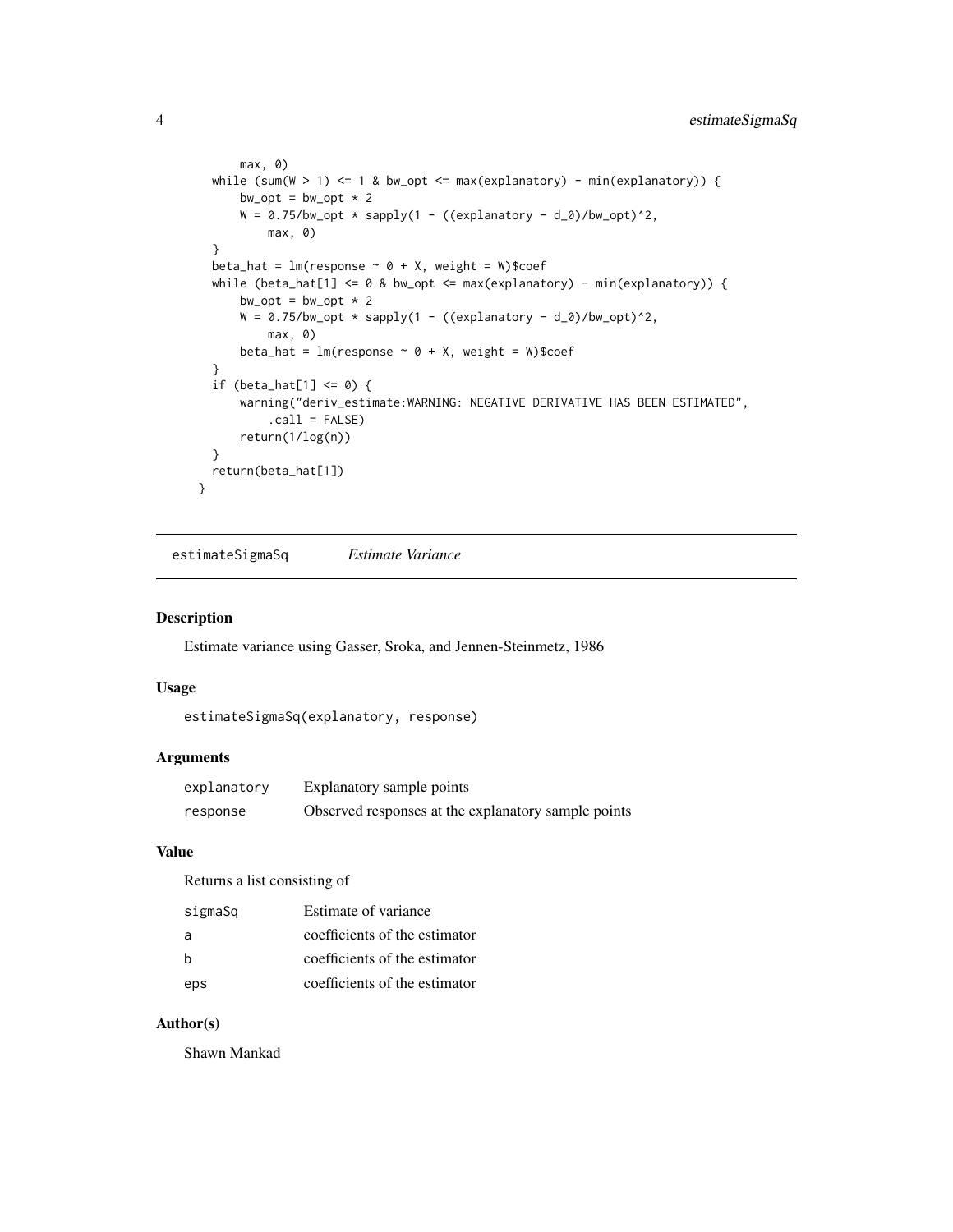```
        max, 0)
    while (sum(W > 1) <= 1 & bw_opt <= max(explanatory) - min(explanatory)) {
        bw_opt = bw_opt * 2
        W = 0.75/bw_opt * sapply(1 - ((explanatory - d_0)/bw_opt)^2,
            max, 0)
    }
    beta_hat = lm(response ~ 0 + X, weight = W)$coef
    while (beta_hat[1] <= 0 & bw_opt <= max(explanatory) - min(explanatory)) {
        bw_opt = bw_opt * 2
        W = 0.75/bw_opt * sapply(1 - ((explanatory - d_0)/bw_opt)^2,
            max, 0)
        beta_hat = lm(response ~ 0 + X, weight = W)$coef
    }
    if (beta_hat[1] <= 0) {
        warning("deriv_estimate:WARNING: NEGATIVE DERIVATIVE HAS BEEN ESTIMATED",
            .call = FALSE)
        return(1/log(n))
    }
    return(beta_hat[1])
}
```

## estimateSigmaSq *Estimate Variance*

### Description

Estimate variance using Gasser, Sroka, and Jennen-Steinmetz, 1986

### Usage

```
estimateSigmaSq(explanatory, response)
```

### Arguments

| | |
|---|---|
| explanatory | Explanatory sample points |
| response | Observed responses at the explanatory sample points |

### Value

Returns a list consisting of

| | |
|---|---|
| sigmaSq | Estimate of variance |
| a | coefficients of the estimator |
| b | coefficients of the estimator |
| eps | coefficients of the estimator |

### Author(s)

Shawn Mankad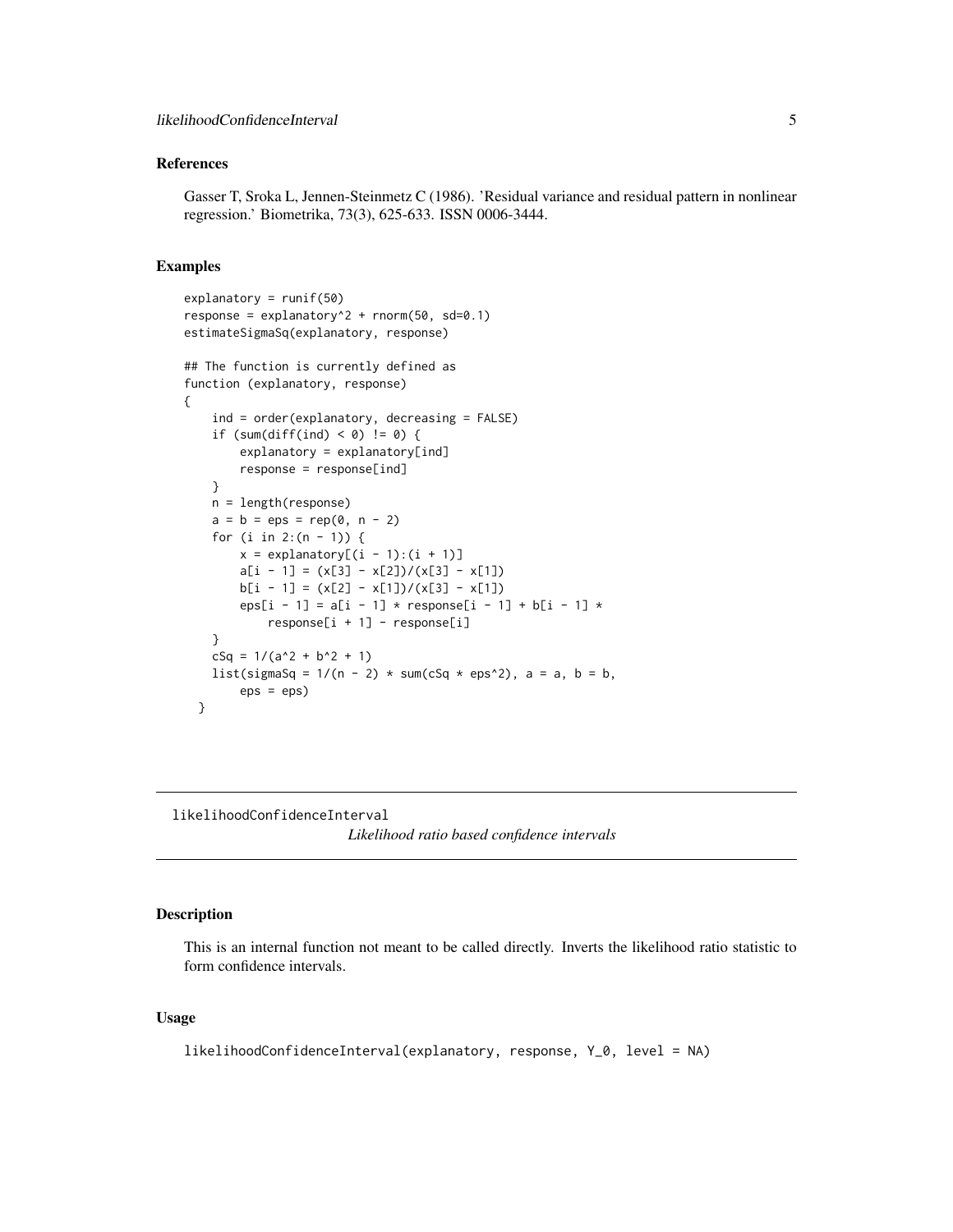### References

Gasser T, Sroka L, Jennen-Steinmetz C (1986). 'Residual variance and residual pattern in nonlinear regression.' Biometrika, 73(3), 625-633. ISSN 0006-3444.

### Examples

```
explanatory = runif(50)
response = explanatory^2 + rnorm(50, sd=0.1)
estimateSigmaSq(explanatory, response)

## The function is currently defined as
function (explanatory, response)
{
    ind = order(explanatory, decreasing = FALSE)
    if (sum(diff(ind) < 0) != 0) {
        explanatory = explanatory[ind]
        response = response[ind]
    }
    n = length(response)
    a = b = eps = rep(0, n - 2)
    for (i in 2:(n - 1)) {
        x = explanatory[(i - 1):(i + 1)]
        a[i - 1] = (x[3] - x[2])/(x[3] - x[1])
        b[i - 1] = (x[2] - x[1])/(x[3] - x[1])
        eps[i - 1] = a[i - 1] * response[i - 1] + b[i - 1] *
            response[i + 1] - response[i]
    }
    cSq = 1/(a^2 + b^2 + 1)
    list(sigmaSq = 1/(n - 2) * sum(cSq * eps^2), a = a, b = b,
        eps = eps)
  }
```

---

## likelihoodConfidenceInterval

*Likelihood ratio based confidence intervals*

### Description

This is an internal function not meant to be called directly. Inverts the likelihood ratio statistic to form confidence intervals.

### Usage

```
likelihoodConfidenceInterval(explanatory, response, Y_0, level = NA)
```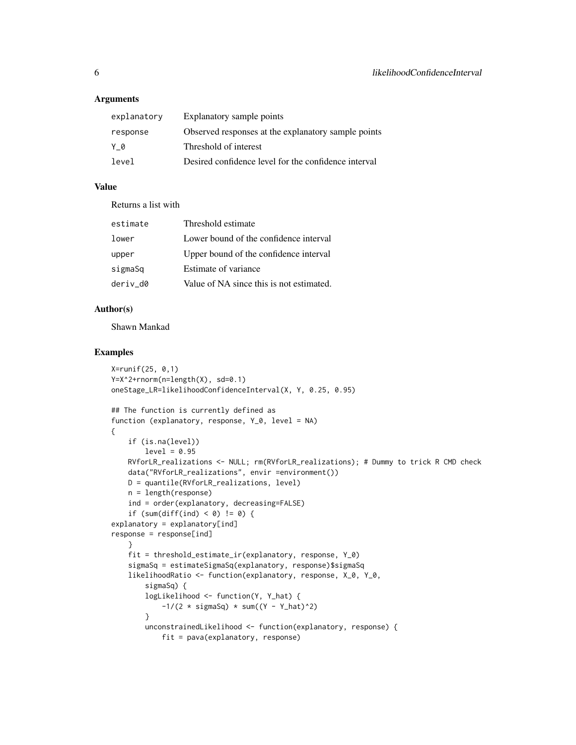### Arguments

| | |
|---|---|
| `explanatory` | Explanatory sample points |
| `response` | Observed responses at the explanatory sample points |
| `Y_0` | Threshold of interest |
| `level` | Desired confidence level for the confidence interval |

### Value

Returns a list with

| | |
|---|---|
| `estimate` | Threshold estimate |
| `lower` | Lower bound of the confidence interval |
| `upper` | Upper bound of the confidence interval |
| `sigmaSq` | Estimate of variance |
| `deriv_d0` | Value of NA since this is not estimated. |

### Author(s)

Shawn Mankad

### Examples

```
X=runif(25, 0,1)
Y=X^2+rnorm(n=length(X), sd=0.1)
oneStage_LR=likelihoodConfidenceInterval(X, Y, 0.25, 0.95)

## The function is currently defined as
function (explanatory, response, Y_0, level = NA)
{
    if (is.na(level))
        level = 0.95
    RVforLR_realizations <- NULL; rm(RVforLR_realizations); # Dummy to trick R CMD check
    data("RVforLR_realizations", envir =environment())
    D = quantile(RVforLR_realizations, level)
    n = length(response)
    ind = order(explanatory, decreasing=FALSE)
    if (sum(diff(ind) < 0) != 0) {
explanatory = explanatory[ind]
response = response[ind]
    }
    fit = threshold_estimate_ir(explanatory, response, Y_0)
    sigmaSq = estimateSigmaSq(explanatory, response)$sigmaSq
    likelihoodRatio <- function(explanatory, response, X_0, Y_0,
        sigmaSq) {
        logLikelihood <- function(Y, Y_hat) {
            -1/(2 * sigmaSq) * sum((Y - Y_hat)^2)
        }
        unconstrainedLikelihood <- function(explanatory, response) {
            fit = pava(explanatory, response)
```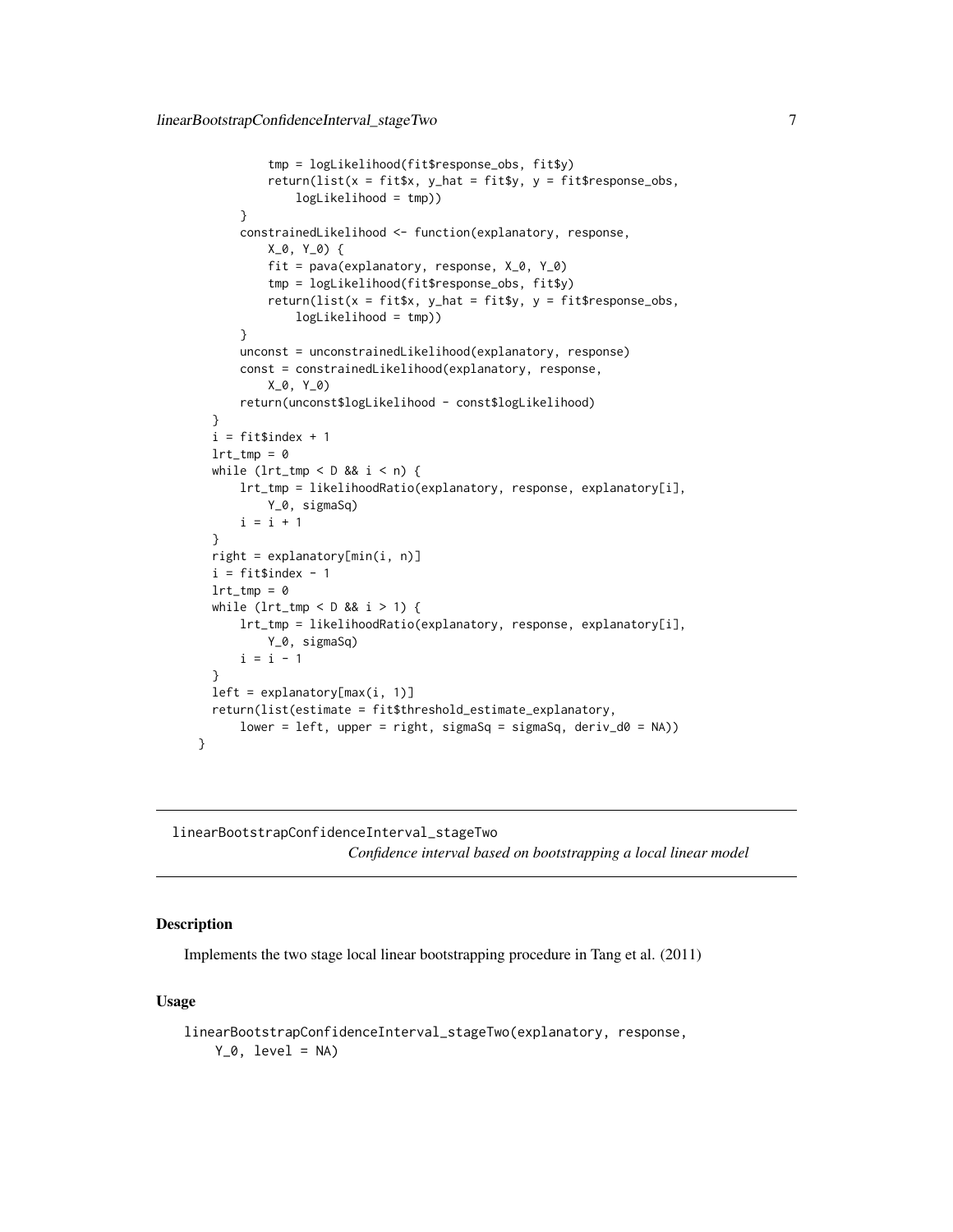```
            tmp = logLikelihood(fit$response_obs, fit$y)
            return(list(x = fit$x, y_hat = fit$y, y = fit$response_obs,
                logLikelihood = tmp))
        }
        constrainedLikelihood <- function(explanatory, response,
            X_0, Y_0) {
            fit = pava(explanatory, response, X_0, Y_0)
            tmp = logLikelihood(fit$response_obs, fit$y)
            return(list(x = fit$x, y_hat = fit$y, y = fit$response_obs,
                logLikelihood = tmp))
        }
        unconst = unconstrainedLikelihood(explanatory, response)
        const = constrainedLikelihood(explanatory, response,
            X_0, Y_0)
        return(unconst$logLikelihood - const$logLikelihood)
    }
    i = fit$index + 1
    lrt_tmp = 0
    while (lrt_tmp < D && i < n) {
        lrt_tmp = likelihoodRatio(explanatory, response, explanatory[i],
            Y_0, sigmaSq)
        i = i + 1
    }
    right = explanatory[min(i, n)]
    i = fit$index - 1
    lrt_tmp = 0
    while (lrt_tmp < D && i > 1) {
        lrt_tmp = likelihoodRatio(explanatory, response, explanatory[i],
            Y_0, sigmaSq)
        i = i - 1
    }
    left = explanatory[max(i, 1)]
    return(list(estimate = fit$threshold_estimate_explanatory,
        lower = left, upper = right, sigmaSq = sigmaSq, deriv_d0 = NA))
}
```

## linearBootstrapConfidenceInterval_stageTwo

*Confidence interval based on bootstrapping a local linear model*

### Description

Implements the two stage local linear bootstrapping procedure in Tang et al. (2011)

### Usage

```
linearBootstrapConfidenceInterval_stageTwo(explanatory, response,
    Y_0, level = NA)
```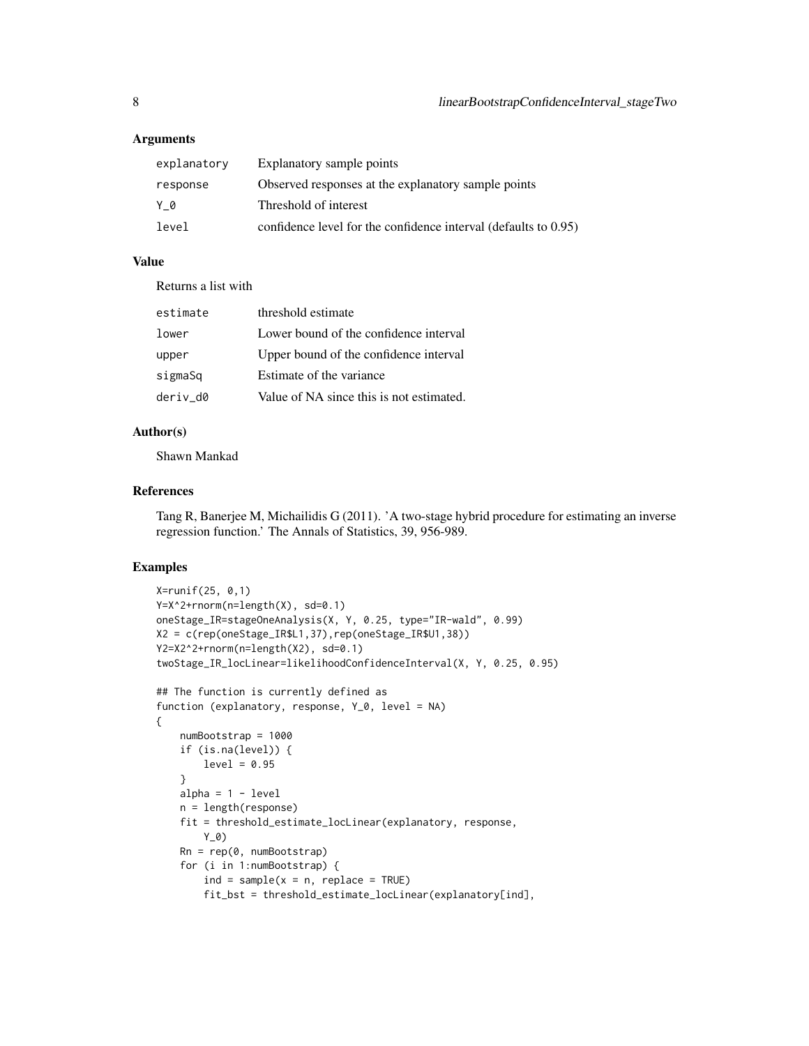### Arguments

| | |
|---|---|
| explanatory | Explanatory sample points |
| response | Observed responses at the explanatory sample points |
| Y_0 | Threshold of interest |
| level | confidence level for the confidence interval (defaults to 0.95) |

### Value

Returns a list with

| | |
|---|---|
| estimate | threshold estimate |
| lower | Lower bound of the confidence interval |
| upper | Upper bound of the confidence interval |
| sigmaSq | Estimate of the variance |
| deriv_d0 | Value of NA since this is not estimated. |

### Author(s)

Shawn Mankad

### References

Tang R, Banerjee M, Michailidis G (2011). 'A two-stage hybrid procedure for estimating an inverse regression function.' The Annals of Statistics, 39, 956-989.

### Examples

```
X=runif(25, 0,1)
Y=X^2+rnorm(n=length(X), sd=0.1)
oneStage_IR=stageOneAnalysis(X, Y, 0.25, type="IR-wald", 0.99)
X2 = c(rep(oneStage_IR$L1,37),rep(oneStage_IR$U1,38))
Y2=X2^2+rnorm(n=length(X2), sd=0.1)
twoStage_IR_locLinear=likelihoodConfidenceInterval(X, Y, 0.25, 0.95)

## The function is currently defined as
function (explanatory, response, Y_0, level = NA)
{
    numBootstrap = 1000
    if (is.na(level)) {
        level = 0.95
    }
    alpha = 1 - level
    n = length(response)
    fit = threshold_estimate_locLinear(explanatory, response,
        Y_0)
    Rn = rep(0, numBootstrap)
    for (i in 1:numBootstrap) {
        ind = sample(x = n, replace = TRUE)
        fit_bst = threshold_estimate_locLinear(explanatory[ind],
```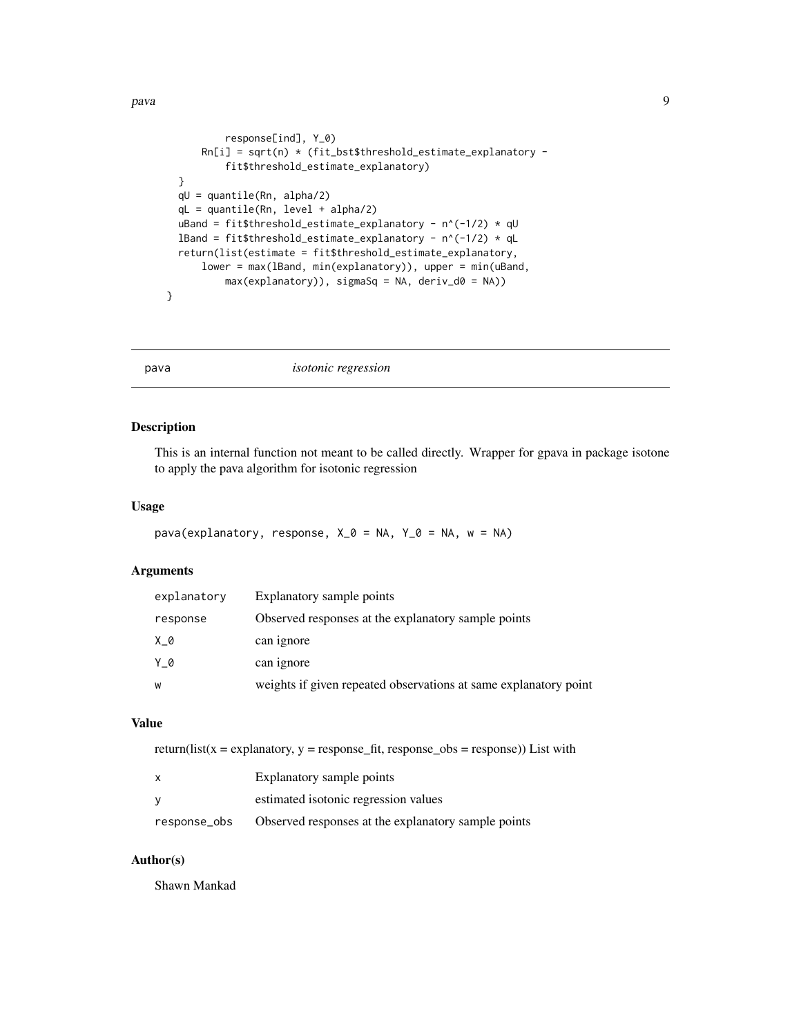```
            response[ind], Y_0)
        Rn[i] = sqrt(n) * (fit_bst$threshold_estimate_explanatory -
            fit$threshold_estimate_explanatory)
    }
    qU = quantile(Rn, alpha/2)
    qL = quantile(Rn, level + alpha/2)
    uBand = fit$threshold_estimate_explanatory - n^(-1/2) * qU
    lBand = fit$threshold_estimate_explanatory - n^(-1/2) * qL
    return(list(estimate = fit$threshold_estimate_explanatory,
        lower = max(lBand, min(explanatory)), upper = min(uBand,
            max(explanatory)), sigmaSq = NA, deriv_d0 = NA))
  }
```

## pava *isotonic regression*

### Description

This is an internal function not meant to be called directly. Wrapper for gpava in package isotone to apply the pava algorithm for isotonic regression

### Usage

```
pava(explanatory, response, X_0 = NA, Y_0 = NA, w = NA)
```

### Arguments

| | |
|---|---|
| explanatory | Explanatory sample points |
| response | Observed responses at the explanatory sample points |
| X_0 | can ignore |
| Y_0 | can ignore |
| w | weights if given repeated observations at same explanatory point |

### Value

return(list(x = explanatory, y = response_fit, response_obs = response)) List with

| | |
|---|---|
| x | Explanatory sample points |
| y | estimated isotonic regression values |
| response_obs | Observed responses at the explanatory sample points |

### Author(s)

Shawn Mankad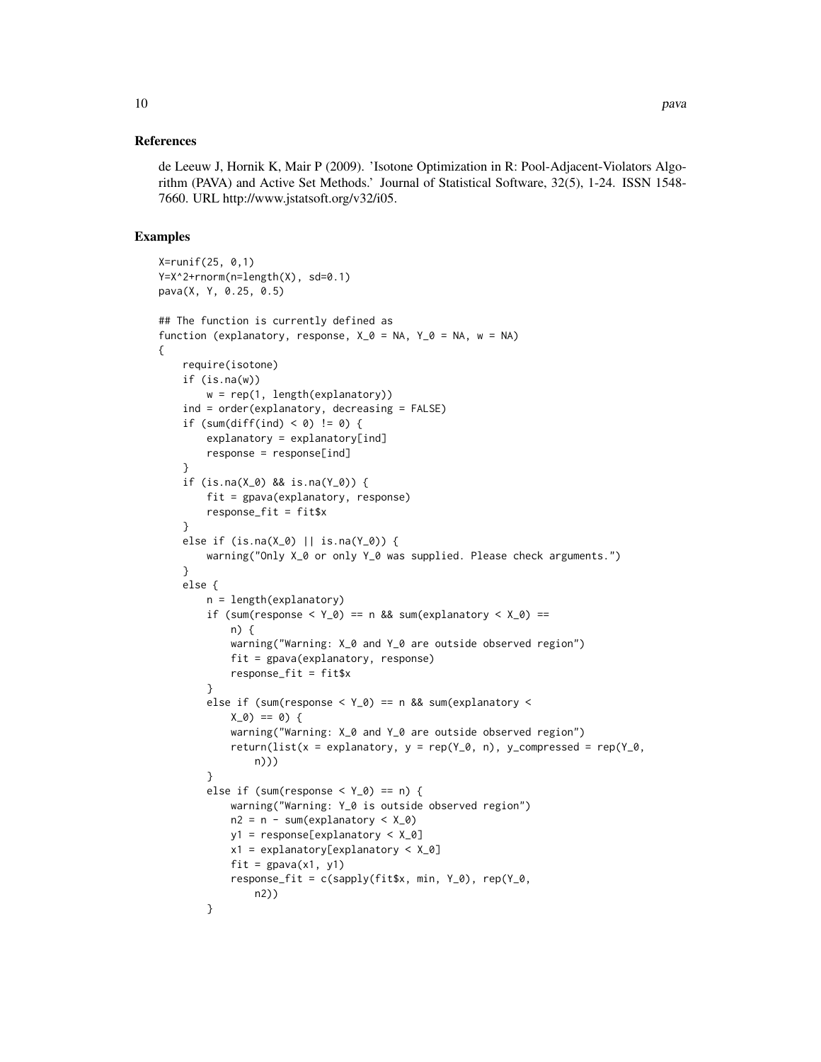### References

de Leeuw J, Hornik K, Mair P (2009). 'Isotone Optimization in R: Pool-Adjacent-Violators Algorithm (PAVA) and Active Set Methods.' Journal of Statistical Software, 32(5), 1-24. ISSN 1548-7660. URL http://www.jstatsoft.org/v32/i05.

### Examples

```
X=runif(25, 0,1)
Y=X^2+rnorm(n=length(X), sd=0.1)
pava(X, Y, 0.25, 0.5)

## The function is currently defined as
function (explanatory, response, X_0 = NA, Y_0 = NA, w = NA)
{
    require(isotone)
    if (is.na(w))
        w = rep(1, length(explanatory))
    ind = order(explanatory, decreasing = FALSE)
    if (sum(diff(ind) < 0) != 0) {
        explanatory = explanatory[ind]
        response = response[ind]
    }
    if (is.na(X_0) && is.na(Y_0)) {
        fit = gpava(explanatory, response)
        response_fit = fit$x
    }
    else if (is.na(X_0) || is.na(Y_0)) {
        warning("Only X_0 or only Y_0 was supplied. Please check arguments.")
    }
    else {
        n = length(explanatory)
        if (sum(response < Y_0) == n && sum(explanatory < X_0) ==
            n) {
            warning("Warning: X_0 and Y_0 are outside observed region")
            fit = gpava(explanatory, response)
            response_fit = fit$x
        }
        else if (sum(response < Y_0) == n && sum(explanatory <
            X_0) == 0) {
            warning("Warning: X_0 and Y_0 are outside observed region")
            return(list(x = explanatory, y = rep(Y_0, n), y_compressed = rep(Y_0,
                n)))
        }
        else if (sum(response < Y_0) == n) {
            warning("Warning: Y_0 is outside observed region")
            n2 = n - sum(explanatory < X_0)
            y1 = response[explanatory < X_0]
            x1 = explanatory[explanatory < X_0]
            fit = gpava(x1, y1)
            response_fit = c(sapply(fit$x, min, Y_0), rep(Y_0,
                n2))
        }
```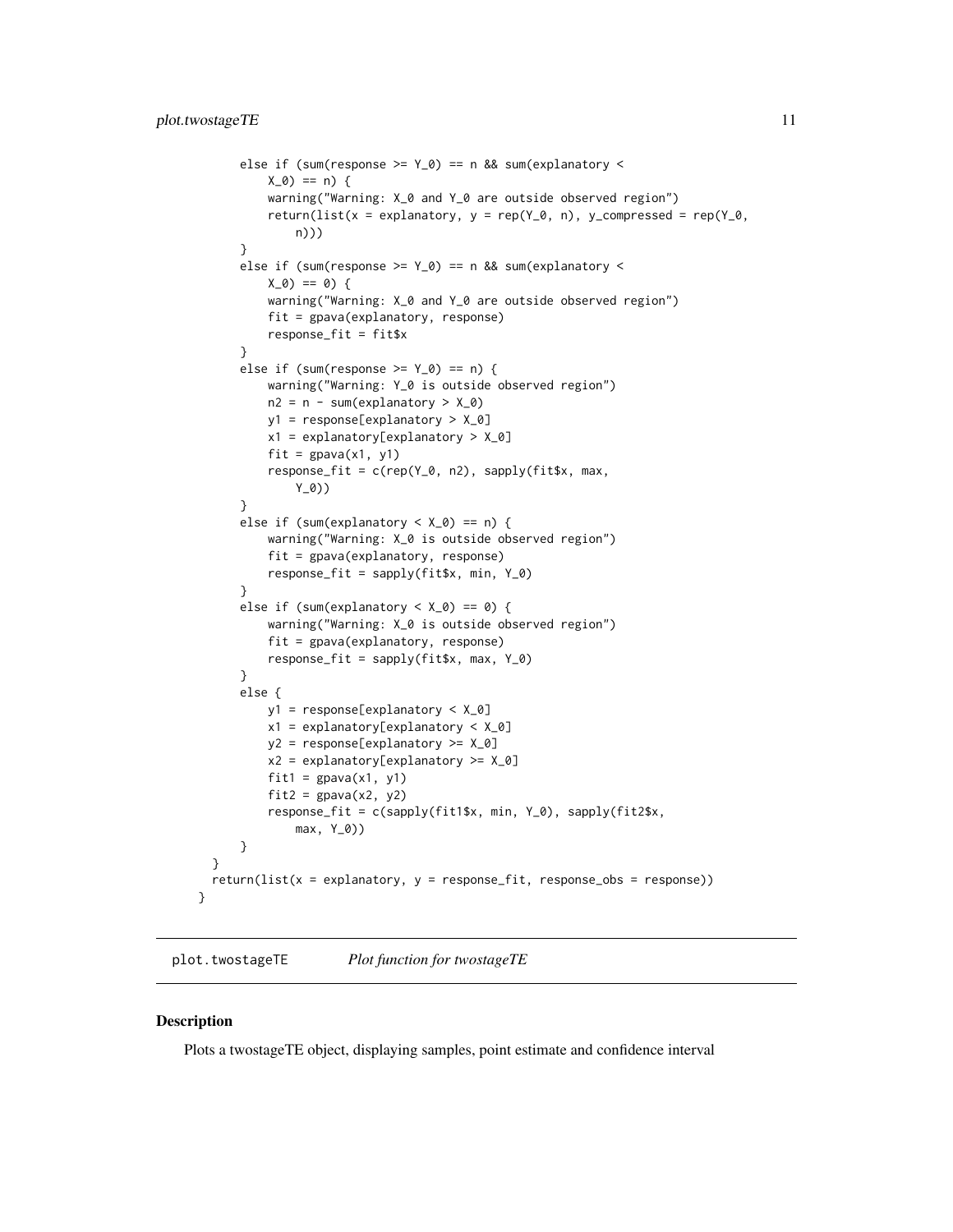```
        else if (sum(response >= Y_0) == n && sum(explanatory <
            X_0) == n) {
            warning("Warning: X_0 and Y_0 are outside observed region")
            return(list(x = explanatory, y = rep(Y_0, n), y_compressed = rep(Y_0,
                n)))
        }
        else if (sum(response >= Y_0) == n && sum(explanatory <
            X_0) == 0) {
            warning("Warning: X_0 and Y_0 are outside observed region")
            fit = gpava(explanatory, response)
            response_fit = fit$x
        }
        else if (sum(response >= Y_0) == n) {
            warning("Warning: Y_0 is outside observed region")
            n2 = n - sum(explanatory > X_0)
            y1 = response[explanatory > X_0]
            x1 = explanatory[explanatory > X_0]
            fit = gpava(x1, y1)
            response_fit = c(rep(Y_0, n2), sapply(fit$x, max,
                Y_0))
        }
        else if (sum(explanatory < X_0) == n) {
            warning("Warning: X_0 is outside observed region")
            fit = gpava(explanatory, response)
            response_fit = sapply(fit$x, min, Y_0)
        }
        else if (sum(explanatory < X_0) == 0) {
            warning("Warning: X_0 is outside observed region")
            fit = gpava(explanatory, response)
            response_fit = sapply(fit$x, max, Y_0)
        }
        else {
            y1 = response[explanatory < X_0]
            x1 = explanatory[explanatory < X_0]
            y2 = response[explanatory >= X_0]
            x2 = explanatory[explanatory >= X_0]
            fit1 = gpava(x1, y1)
            fit2 = gpava(x2, y2)
            response_fit = c(sapply(fit1$x, min, Y_0), sapply(fit2$x,
                max, Y_0))
        }
    }
    return(list(x = explanatory, y = response_fit, response_obs = response))
}
```

---

`plot.twostageTE` *Plot function for twostageTE*

---

## Description

Plots a twostageTE object, displaying samples, point estimate and confidence interval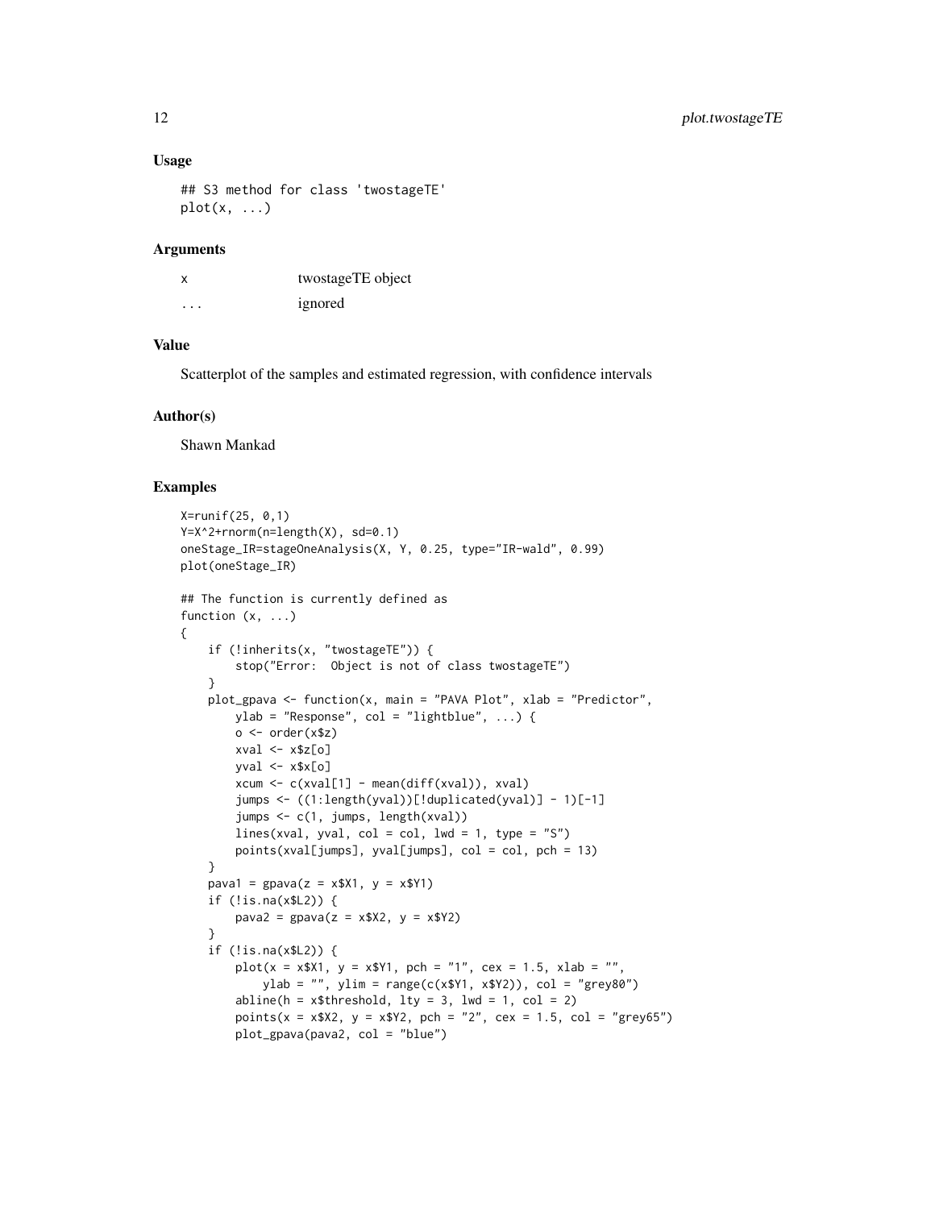### Usage

```
## S3 method for class 'twostageTE'
plot(x, ...)
```

### Arguments

| | |
|---|---|
| x | twostageTE object |
| ... | ignored |

### Value

Scatterplot of the samples and estimated regression, with confidence intervals

### Author(s)

Shawn Mankad

### Examples

```
X=runif(25, 0,1)
Y=X^2+rnorm(n=length(X), sd=0.1)
oneStage_IR=stageOneAnalysis(X, Y, 0.25, type="IR-wald", 0.99)
plot(oneStage_IR)

## The function is currently defined as
function (x, ...)
{
    if (!inherits(x, "twostageTE")) {
        stop("Error:  Object is not of class twostageTE")
    }
    plot_gpava <- function(x, main = "PAVA Plot", xlab = "Predictor",
        ylab = "Response", col = "lightblue", ...) {
        o <- order(x$z)
        xval <- x$z[o]
        yval <- x$x[o]
        xcum <- c(xval[1] - mean(diff(xval)), xval)
        jumps <- ((1:length(yval))[!duplicated(yval)] - 1)[-1]
        jumps <- c(1, jumps, length(xval))
        lines(xval, yval, col = col, lwd = 1, type = "S")
        points(xval[jumps], yval[jumps], col = col, pch = 13)
    }
    pava1 = gpava(z = x$X1, y = x$Y1)
    if (!is.na(x$L2)) {
        pava2 = gpava(z = x$X2, y = x$Y2)
    }
    if (!is.na(x$L2)) {
        plot(x = x$X1, y = x$Y1, pch = "1", cex = 1.5, xlab = "",
            ylab = "", ylim = range(c(x$Y1, x$Y2)), col = "grey80")
        abline(h = x$threshold, lty = 3, lwd = 1, col = 2)
        points(x = x$X2, y = x$Y2, pch = "2", cex = 1.5, col = "grey65")
        plot_gpava(pava2, col = "blue")
```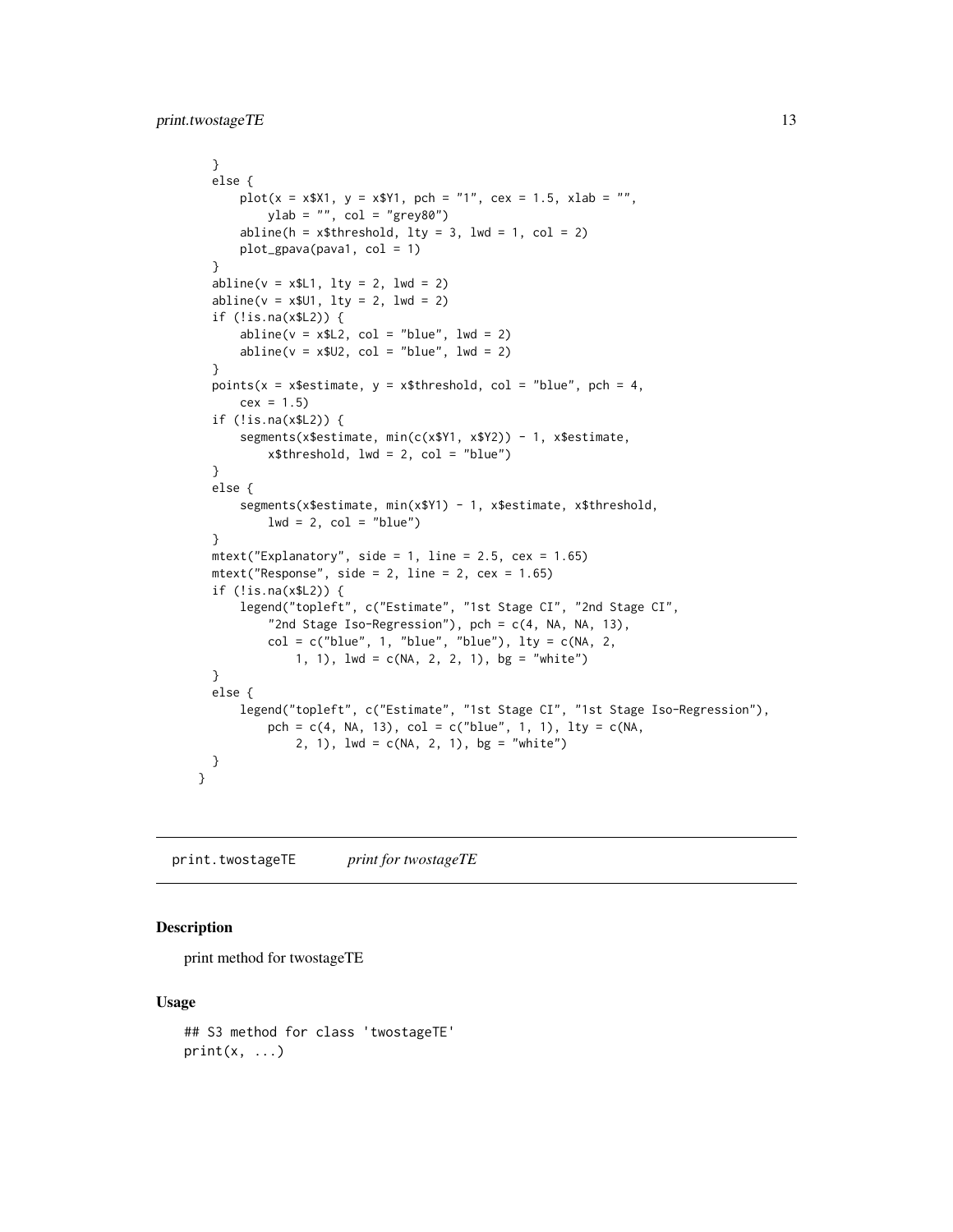```
    }
    else {
        plot(x = x$X1, y = x$Y1, pch = "1", cex = 1.5, xlab = "",
            ylab = "", col = "grey80")
        abline(h = x$threshold, lty = 3, lwd = 1, col = 2)
        plot_gpava(pava1, col = 1)
    }
    abline(v = x$L1, lty = 2, lwd = 2)
    abline(v = x$U1, lty = 2, lwd = 2)
    if (!is.na(x$L2)) {
        abline(v = x$L2, col = "blue", lwd = 2)
        abline(v = x$U2, col = "blue", lwd = 2)
    }
    points(x = x$estimate, y = x$threshold, col = "blue", pch = 4,
        cex = 1.5)
    if (!is.na(x$L2)) {
        segments(x$estimate, min(c(x$Y1, x$Y2)) - 1, x$estimate,
            x$threshold, lwd = 2, col = "blue")
    }
    else {
        segments(x$estimate, min(x$Y1) - 1, x$estimate, x$threshold,
            lwd = 2, col = "blue")
    }
    mtext("Explanatory", side = 1, line = 2.5, cex = 1.65)
    mtext("Response", side = 2, line = 2, cex = 1.65)
    if (!is.na(x$L2)) {
        legend("topleft", c("Estimate", "1st Stage CI", "2nd Stage CI",
            "2nd Stage Iso-Regression"), pch = c(4, NA, NA, 13),
            col = c("blue", 1, "blue", "blue"), lty = c(NA, 2,
                1, 1), lwd = c(NA, 2, 2, 1), bg = "white")
    }
    else {
        legend("topleft", c("Estimate", "1st Stage CI", "1st Stage Iso-Regression"),
            pch = c(4, NA, 13), col = c("blue", 1, 1), lty = c(NA,
                2, 1), lwd = c(NA, 2, 1), bg = "white")
    }
  }
```

## print.twostageTE — *print for twostageTE*

### Description

print method for twostageTE

### Usage

```
## S3 method for class 'twostageTE'
print(x, ...)
```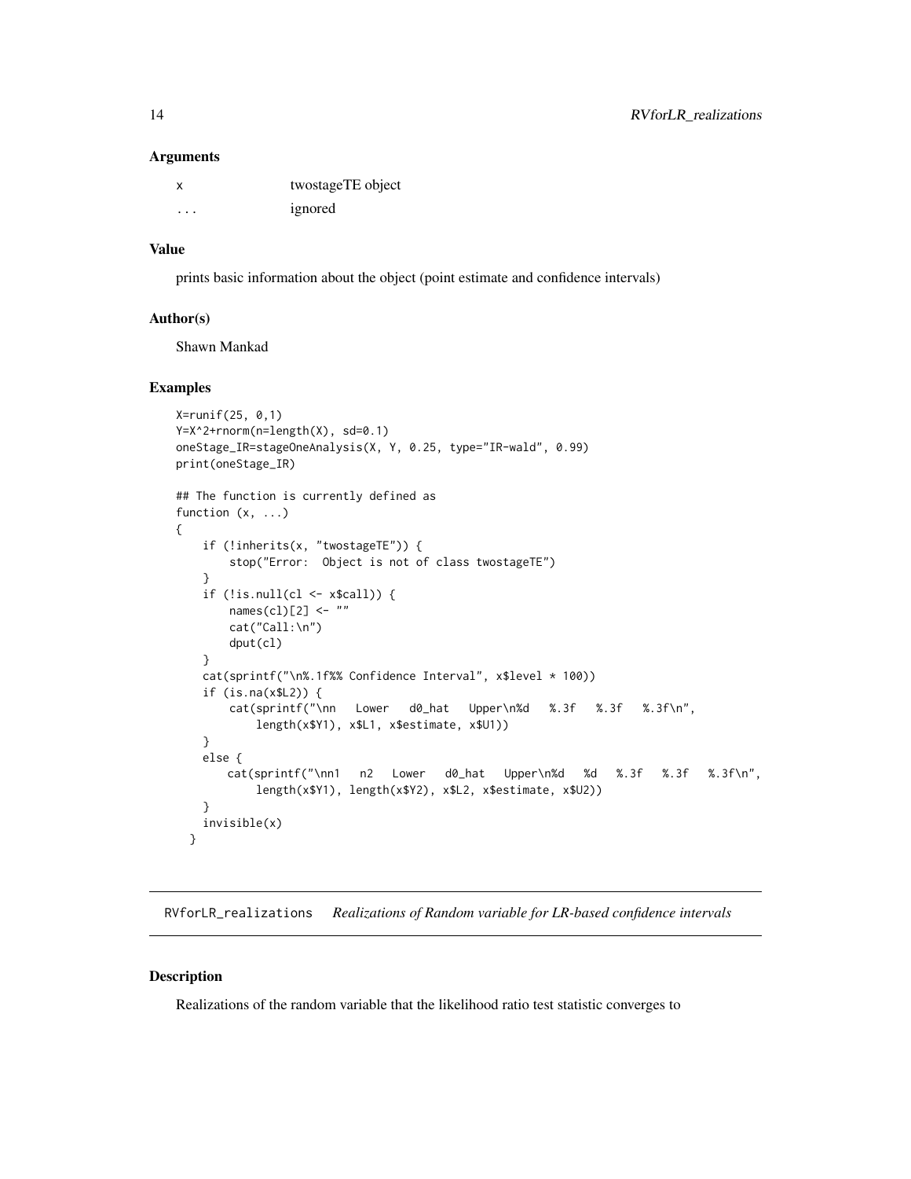### Arguments

| | |
|---|---|
| x | twostageTE object |
| ... | ignored |

### Value

prints basic information about the object (point estimate and confidence intervals)

### Author(s)

Shawn Mankad

### Examples

```
X=runif(25, 0,1)
Y=X^2+rnorm(n=length(X), sd=0.1)
oneStage_IR=stageOneAnalysis(X, Y, 0.25, type="IR-wald", 0.99)
print(oneStage_IR)

## The function is currently defined as
function (x, ...)
{
    if (!inherits(x, "twostageTE")) {
        stop("Error:  Object is not of class twostageTE")
    }
    if (!is.null(cl <- x$call)) {
        names(cl)[2] <- ""
        cat("Call:\n")
        dput(cl)
    }
    cat(sprintf("\n%.1f%% Confidence Interval", x$level * 100))
    if (is.na(x$L2)) {
        cat(sprintf("\nn   Lower   d0_hat   Upper\n%d   %.3f   %.3f   %.3f\n",
            length(x$Y1), x$L1, x$estimate, x$U1))
    }
    else {
        cat(sprintf("\nn1   n2   Lower   d0_hat   Upper\n%d   %d   %.3f   %.3f   %.3f\n",
            length(x$Y1), length(x$Y2), x$L2, x$estimate, x$U2))
    }
    invisible(x)
  }
```

## RVforLR_realizations    *Realizations of Random variable for LR-based confidence intervals*

### Description

Realizations of the random variable that the likelihood ratio test statistic converges to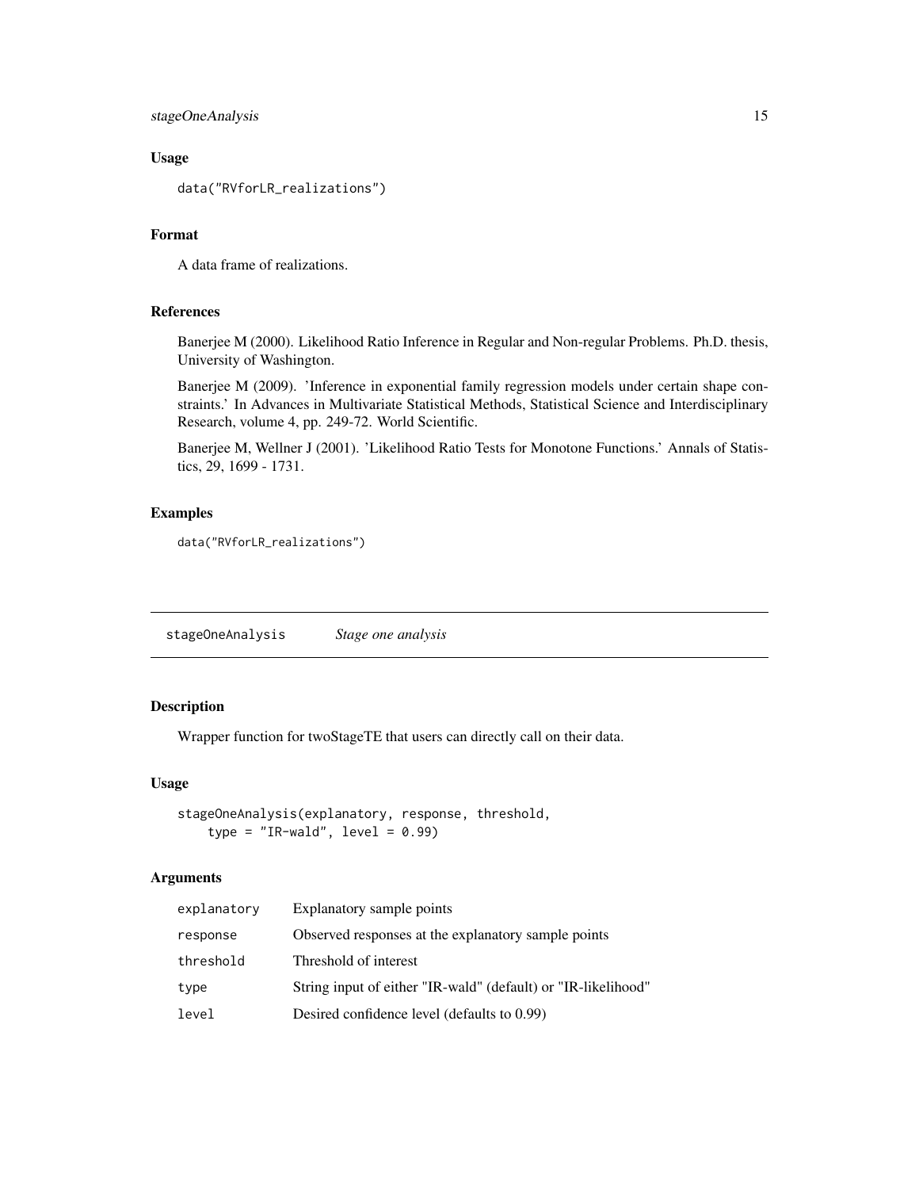### Usage

```
data("RVforLR_realizations")
```

### Format

A data frame of realizations.

### References

Banerjee M (2000). Likelihood Ratio Inference in Regular and Non-regular Problems. Ph.D. thesis, University of Washington.

Banerjee M (2009). 'Inference in exponential family regression models under certain shape constraints.' In Advances in Multivariate Statistical Methods, Statistical Science and Interdisciplinary Research, volume 4, pp. 249-72. World Scientific.

Banerjee M, Wellner J (2001). 'Likelihood Ratio Tests for Monotone Functions.' Annals of Statistics, 29, 1699 - 1731.

### Examples

```
data("RVforLR_realizations")
```

---

## stageOneAnalysis    *Stage one analysis*

---

### Description

Wrapper function for twoStageTE that users can directly call on their data.

### Usage

```
stageOneAnalysis(explanatory, response, threshold,
    type = "IR-wald", level = 0.99)
```

### Arguments

| | |
|---|---|
| explanatory | Explanatory sample points |
| response | Observed responses at the explanatory sample points |
| threshold | Threshold of interest |
| type | String input of either "IR-wald" (default) or "IR-likelihood" |
| level | Desired confidence level (defaults to 0.99) |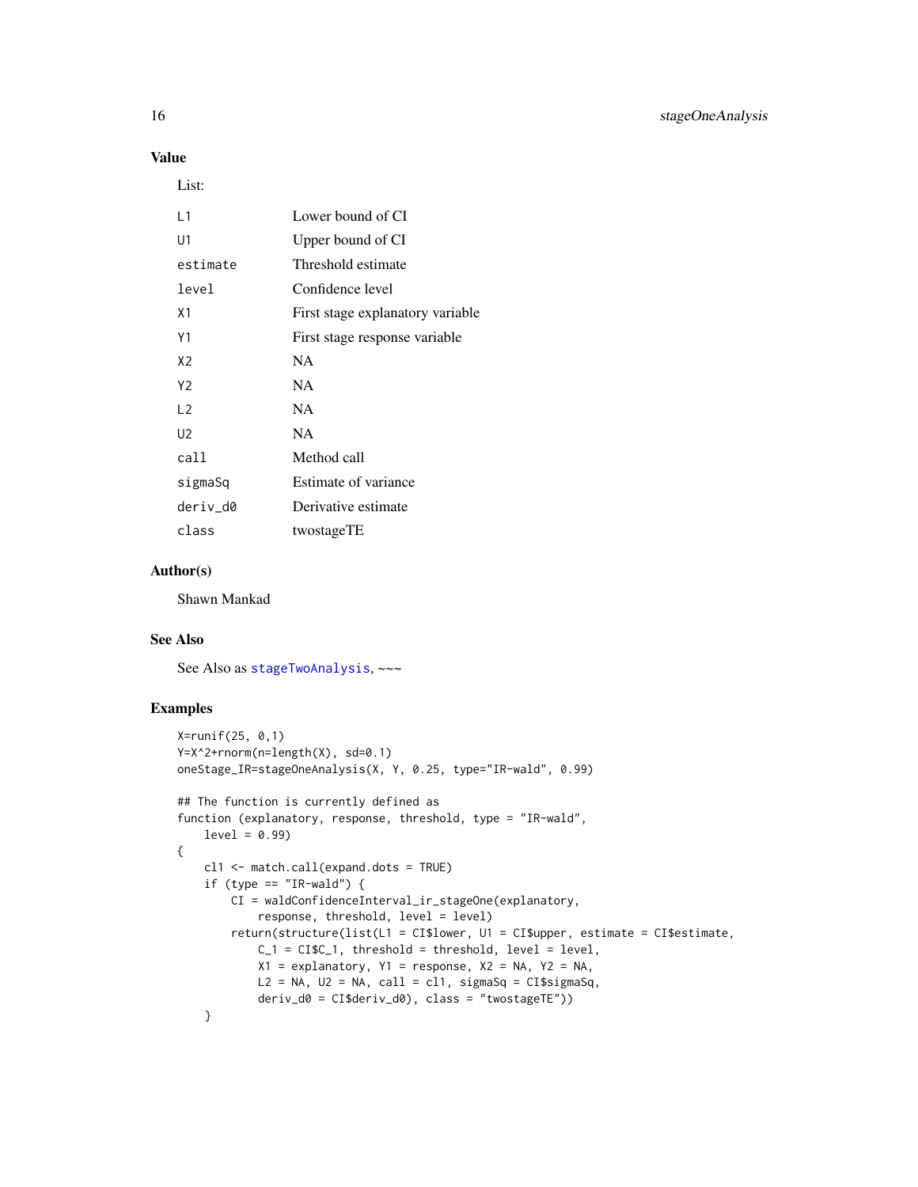### Value

List:

| | |
|---|---|
| L1 | Lower bound of CI |
| U1 | Upper bound of CI |
| estimate | Threshold estimate |
| level | Confidence level |
| X1 | First stage explanatory variable |
| Y1 | First stage response variable |
| X2 | NA |
| Y2 | NA |
| L2 | NA |
| U2 | NA |
| call | Method call |
| sigmaSq | Estimate of variance |
| deriv_d0 | Derivative estimate |
| class | twostageTE |

### Author(s)

Shawn Mankad

### See Also

See Also as `stageTwoAnalysis`, ~~~

### Examples

```
X=runif(25, 0,1)
Y=X^2+rnorm(n=length(X), sd=0.1)
oneStage_IR=stageOneAnalysis(X, Y, 0.25, type="IR-wald", 0.99)

## The function is currently defined as
function (explanatory, response, threshold, type = "IR-wald",
    level = 0.99)
{
    cl1 <- match.call(expand.dots = TRUE)
    if (type == "IR-wald") {
        CI = waldConfidenceInterval_ir_stageOne(explanatory,
            response, threshold, level = level)
        return(structure(list(L1 = CI$lower, U1 = CI$upper, estimate = CI$estimate,
            C_1 = CI$C_1, threshold = threshold, level = level,
            X1 = explanatory, Y1 = response, X2 = NA, Y2 = NA,
            L2 = NA, U2 = NA, call = cl1, sigmaSq = CI$sigmaSq,
            deriv_d0 = CI$deriv_d0), class = "twostageTE"))
    }
```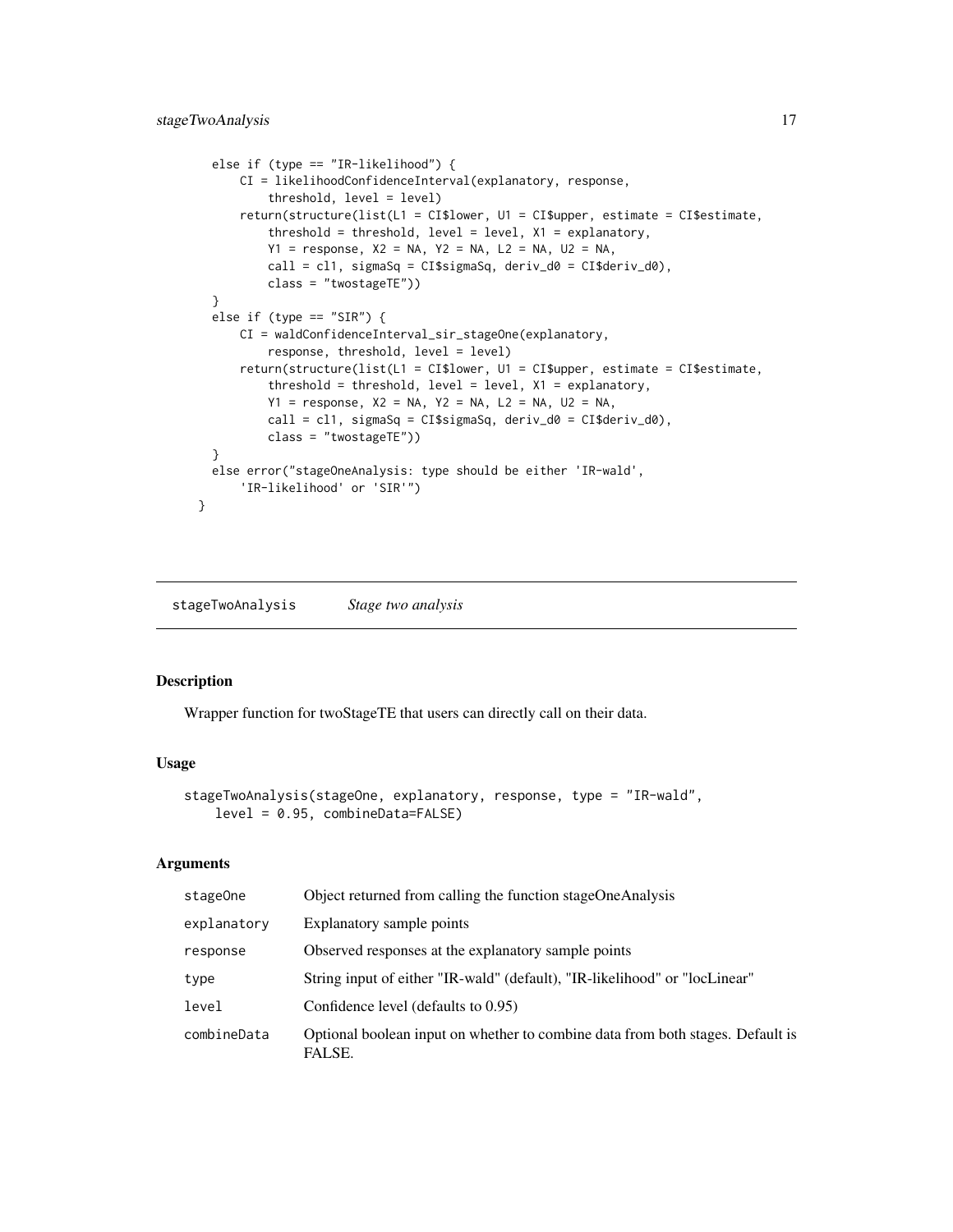```
    else if (type == "IR-likelihood") {
        CI = likelihoodConfidenceInterval(explanatory, response,
            threshold, level = level)
        return(structure(list(L1 = CI$lower, U1 = CI$upper, estimate = CI$estimate,
            threshold = threshold, level = level, X1 = explanatory,
            Y1 = response, X2 = NA, Y2 = NA, L2 = NA, U2 = NA,
            call = cl1, sigmaSq = CI$sigmaSq, deriv_d0 = CI$deriv_d0),
            class = "twostageTE"))
    }
    else if (type == "SIR") {
        CI = waldConfidenceInterval_sir_stageOne(explanatory,
            response, threshold, level = level)
        return(structure(list(L1 = CI$lower, U1 = CI$upper, estimate = CI$estimate,
            threshold = threshold, level = level, X1 = explanatory,
            Y1 = response, X2 = NA, Y2 = NA, L2 = NA, U2 = NA,
            call = cl1, sigmaSq = CI$sigmaSq, deriv_d0 = CI$deriv_d0),
            class = "twostageTE"))
    }
    else error("stageOneAnalysis: type should be either 'IR-wald',
        'IR-likelihood' or 'SIR'")
  }
```

## stageTwoAnalysis *Stage two analysis*

### Description

Wrapper function for twoStageTE that users can directly call on their data.

### Usage

```
stageTwoAnalysis(stageOne, explanatory, response, type = "IR-wald",
    level = 0.95, combineData=FALSE)
```

### Arguments

| | |
|---|---|
| stageOne | Object returned from calling the function stageOneAnalysis |
| explanatory | Explanatory sample points |
| response | Observed responses at the explanatory sample points |
| type | String input of either "IR-wald" (default), "IR-likelihood" or "locLinear" |
| level | Confidence level (defaults to 0.95) |
| combineData | Optional boolean input on whether to combine data from both stages. Default is FALSE. |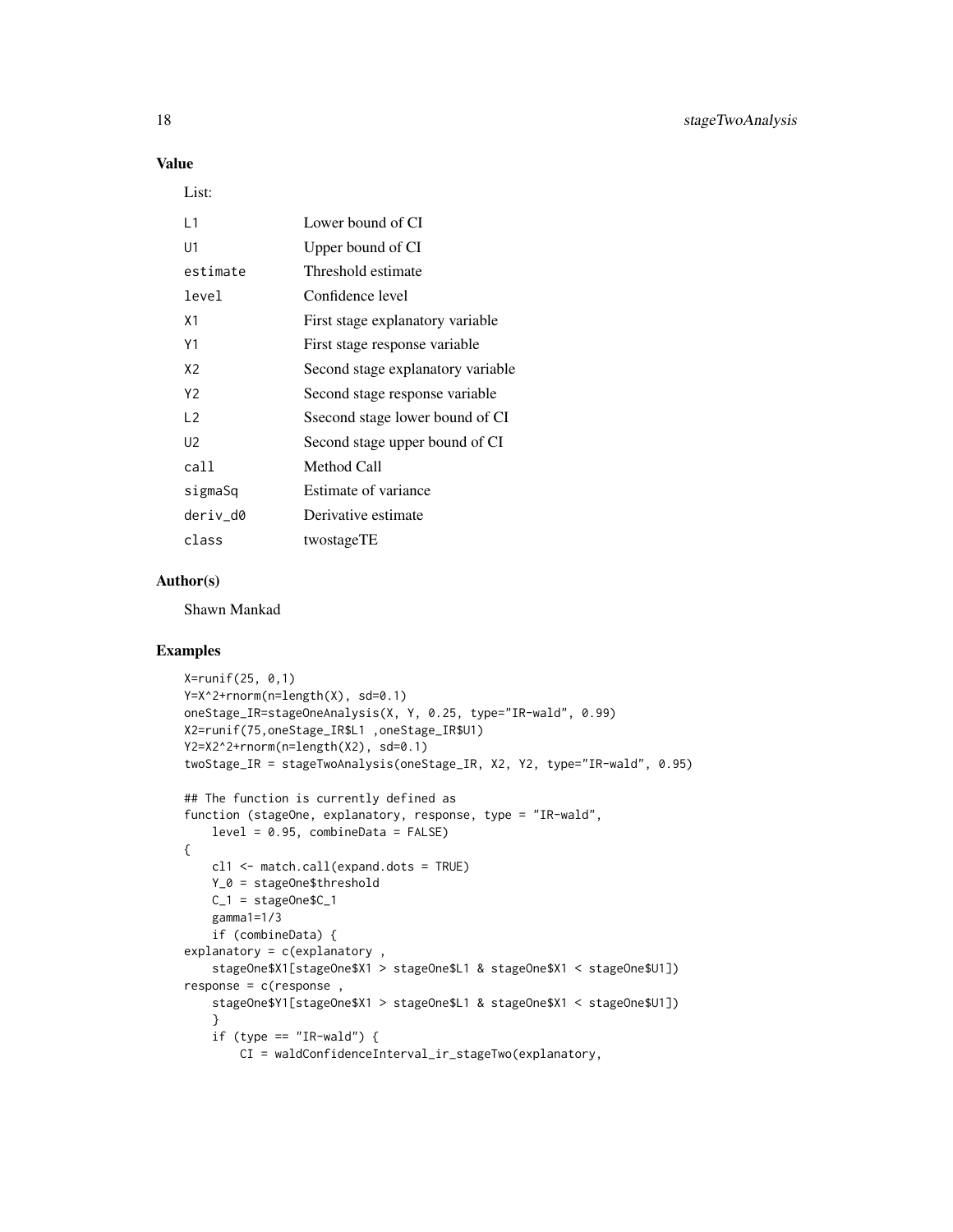### Value

List:

| | |
|---|---|
| L1 | Lower bound of CI |
| U1 | Upper bound of CI |
| estimate | Threshold estimate |
| level | Confidence level |
| X1 | First stage explanatory variable |
| Y1 | First stage response variable |
| X2 | Second stage explanatory variable |
| Y2 | Second stage response variable |
| L2 | Ssecond stage lower bound of CI |
| U2 | Second stage upper bound of CI |
| call | Method Call |
| sigmaSq | Estimate of variance |
| deriv_d0 | Derivative estimate |
| class | twostageTE |

### Author(s)

Shawn Mankad

### Examples

```
X=runif(25, 0,1)
Y=X^2+rnorm(n=length(X), sd=0.1)
oneStage_IR=stageOneAnalysis(X, Y, 0.25, type="IR-wald", 0.99)
X2=runif(75,oneStage_IR$L1 ,oneStage_IR$U1)
Y2=X2^2+rnorm(n=length(X2), sd=0.1)
twoStage_IR = stageTwoAnalysis(oneStage_IR, X2, Y2, type="IR-wald", 0.95)

## The function is currently defined as
function (stageOne, explanatory, response, type = "IR-wald",
    level = 0.95, combineData = FALSE)
{
    cl1 <- match.call(expand.dots = TRUE)
    Y_0 = stageOne$threshold
    C_1 = stageOne$C_1
    gamma1=1/3
    if (combineData) {
explanatory = c(explanatory ,
    stageOne$X1[stageOne$X1 > stageOne$L1 & stageOne$X1 < stageOne$U1])
response = c(response ,
    stageOne$Y1[stageOne$X1 > stageOne$L1 & stageOne$X1 < stageOne$U1])
    }
    if (type == "IR-wald") {
        CI = waldConfidenceInterval_ir_stageTwo(explanatory,
```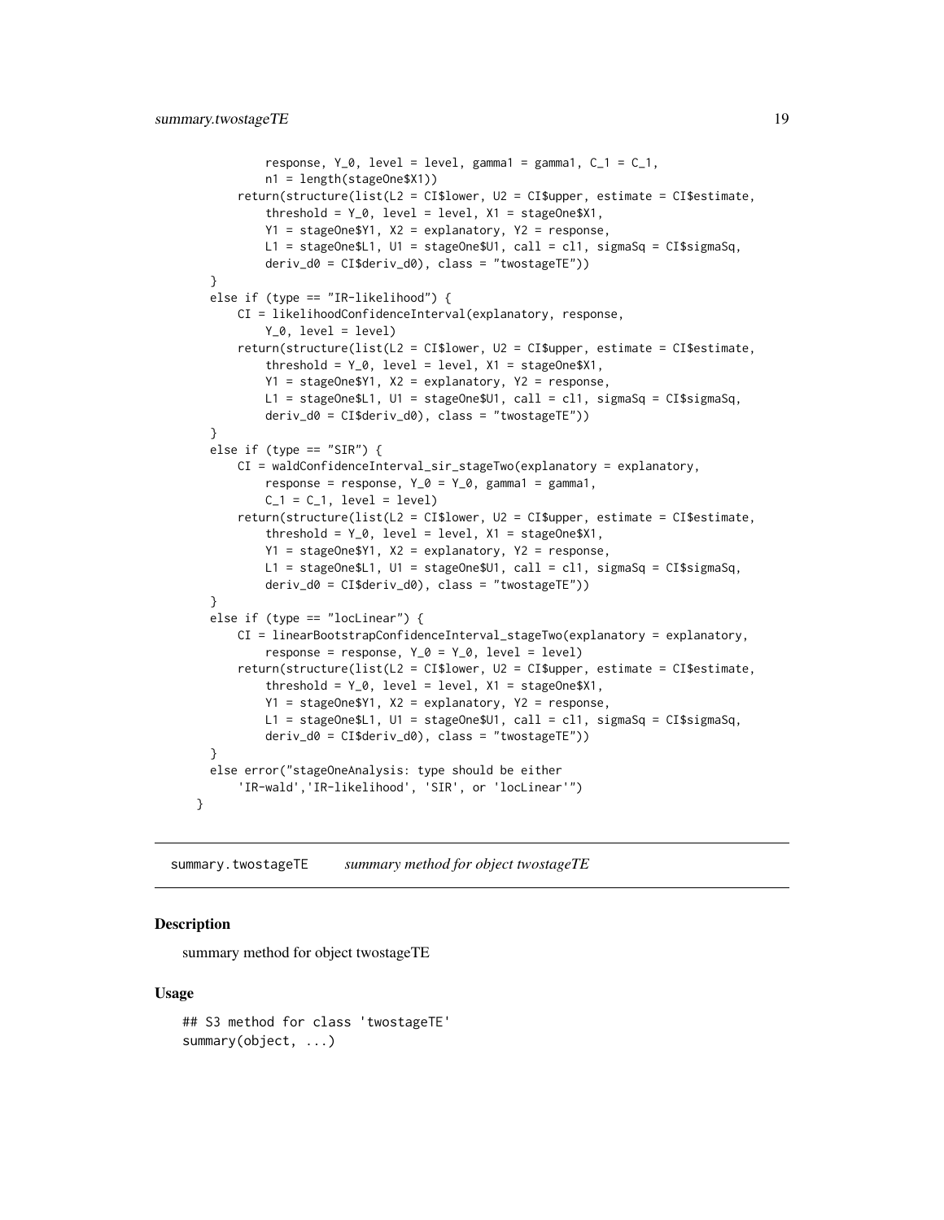```
            response, Y_0, level = level, gamma1 = gamma1, C_1 = C_1,
            n1 = length(stageOne$X1))
        return(structure(list(L2 = CI$lower, U2 = CI$upper, estimate = CI$estimate,
            threshold = Y_0, level = level, X1 = stageOne$X1,
            Y1 = stageOne$Y1, X2 = explanatory, Y2 = response,
            L1 = stageOne$L1, U1 = stageOne$U1, call = cl1, sigmaSq = CI$sigmaSq,
            deriv_d0 = CI$deriv_d0), class = "twostageTE"))
    }
    else if (type == "IR-likelihood") {
        CI = likelihoodConfidenceInterval(explanatory, response,
            Y_0, level = level)
        return(structure(list(L2 = CI$lower, U2 = CI$upper, estimate = CI$estimate,
            threshold = Y_0, level = level, X1 = stageOne$X1,
            Y1 = stageOne$Y1, X2 = explanatory, Y2 = response,
            L1 = stageOne$L1, U1 = stageOne$U1, call = cl1, sigmaSq = CI$sigmaSq,
            deriv_d0 = CI$deriv_d0), class = "twostageTE"))
    }
    else if (type == "SIR") {
        CI = waldConfidenceInterval_sir_stageTwo(explanatory = explanatory,
            response = response, Y_0 = Y_0, gamma1 = gamma1,
            C_1 = C_1, level = level)
        return(structure(list(L2 = CI$lower, U2 = CI$upper, estimate = CI$estimate,
            threshold = Y_0, level = level, X1 = stageOne$X1,
            Y1 = stageOne$Y1, X2 = explanatory, Y2 = response,
            L1 = stageOne$L1, U1 = stageOne$U1, call = cl1, sigmaSq = CI$sigmaSq,
            deriv_d0 = CI$deriv_d0), class = "twostageTE"))
    }
    else if (type == "locLinear") {
        CI = linearBootstrapConfidenceInterval_stageTwo(explanatory = explanatory,
            response = response, Y_0 = Y_0, level = level)
        return(structure(list(L2 = CI$lower, U2 = CI$upper, estimate = CI$estimate,
            threshold = Y_0, level = level, X1 = stageOne$X1,
            Y1 = stageOne$Y1, X2 = explanatory, Y2 = response,
            L1 = stageOne$L1, U1 = stageOne$U1, call = cl1, sigmaSq = CI$sigmaSq,
            deriv_d0 = CI$deriv_d0), class = "twostageTE"))
    }
    else error("stageOneAnalysis: type should be either
        'IR-wald','IR-likelihood', 'SIR', or 'locLinear'")
  }
```

## summary.twostageTE — *summary method for object twostageTE*

### Description

summary method for object twostageTE

### Usage

```
## S3 method for class 'twostageTE'
summary(object, ...)
```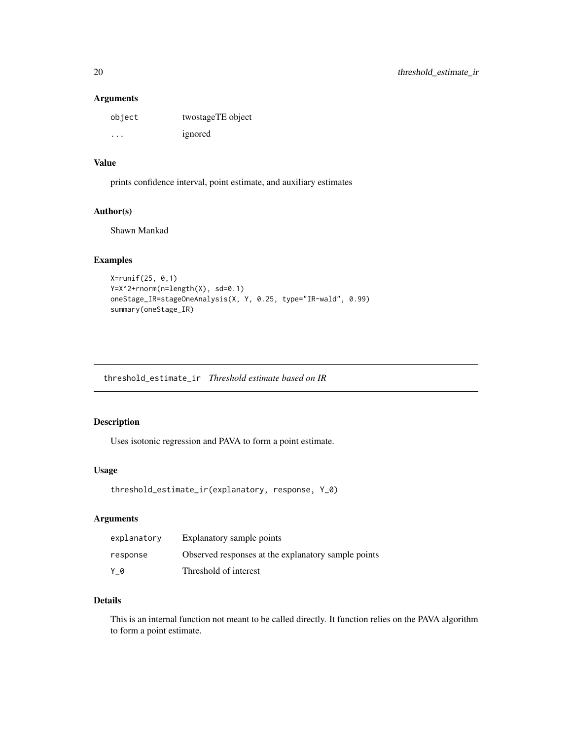### Arguments

| | |
|---|---|
| object | twostageTE object |
| ... | ignored |

### Value

prints confidence interval, point estimate, and auxiliary estimates

### Author(s)

Shawn Mankad

### Examples

```
X=runif(25, 0,1)
Y=X^2+rnorm(n=length(X), sd=0.1)
oneStage_IR=stageOneAnalysis(X, Y, 0.25, type="IR-wald", 0.99)
summary(oneStage_IR)
```

---

## threshold_estimate_ir *Threshold estimate based on IR*

---

### Description

Uses isotonic regression and PAVA to form a point estimate.

### Usage

```
threshold_estimate_ir(explanatory, response, Y_0)
```

### Arguments

| | |
|---|---|
| explanatory | Explanatory sample points |
| response | Observed responses at the explanatory sample points |
| Y_0 | Threshold of interest |

### Details

This is an internal function not meant to be called directly. It function relies on the PAVA algorithm to form a point estimate.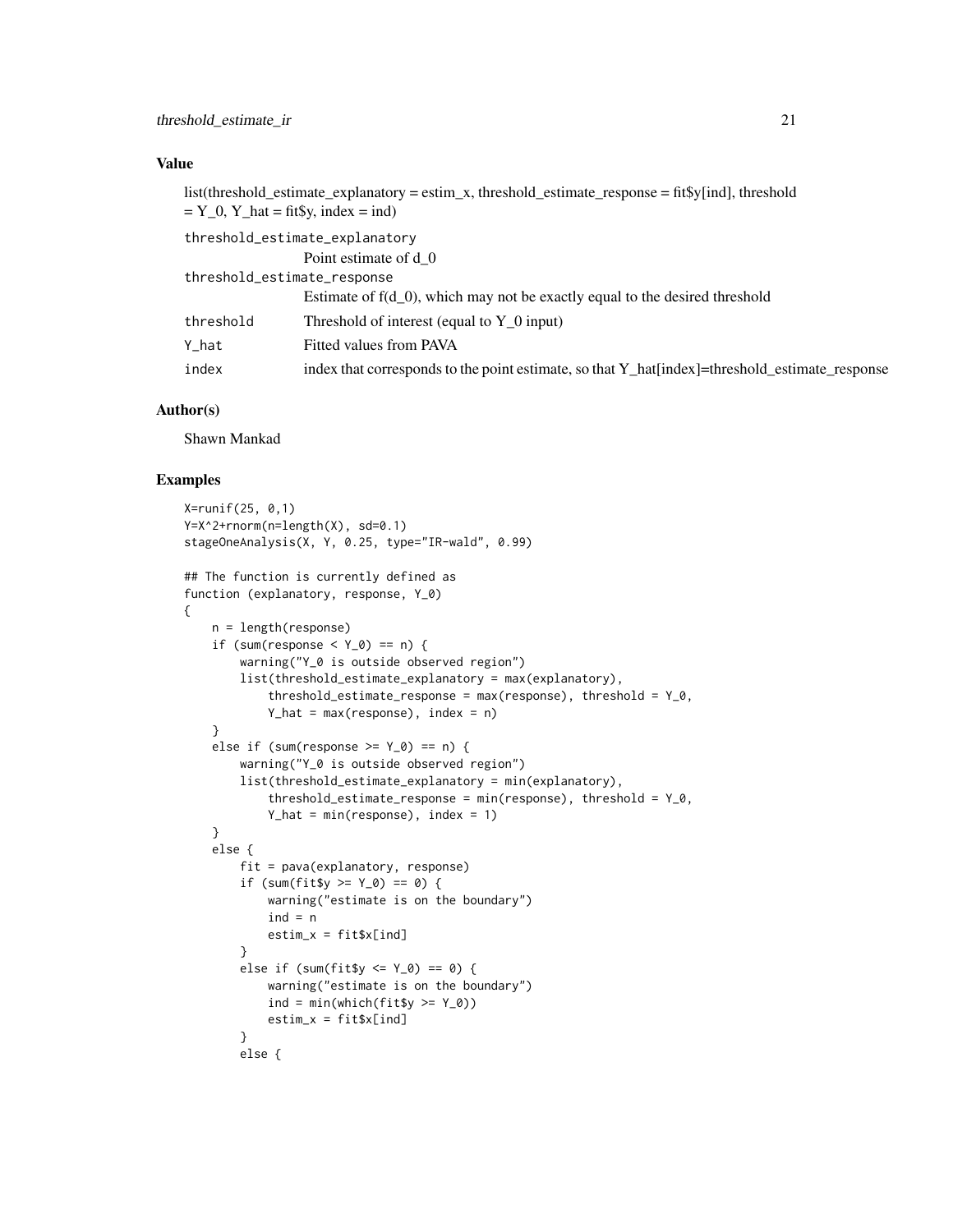## Value

list(threshold_estimate_explanatory = estim_x, threshold_estimate_response = fit$y[ind], threshold = Y_0, Y_hat = fit$y, index = ind)

`threshold_estimate_explanatory`
: Point estimate of d_0

`threshold_estimate_response`
: Estimate of f(d_0), which may not be exactly equal to the desired threshold

`threshold`
: Threshold of interest (equal to Y_0 input)

`Y_hat`
: Fitted values from PAVA

`index`
: index that corresponds to the point estimate, so that Y_hat[index]=threshold_estimate_response

## Author(s)

Shawn Mankad

## Examples

```
X=runif(25, 0,1)
Y=X^2+rnorm(n=length(X), sd=0.1)
stageOneAnalysis(X, Y, 0.25, type="IR-wald", 0.99)

## The function is currently defined as
function (explanatory, response, Y_0)
{
    n = length(response)
    if (sum(response < Y_0) == n) {
        warning("Y_0 is outside observed region")
        list(threshold_estimate_explanatory = max(explanatory),
            threshold_estimate_response = max(response), threshold = Y_0,
            Y_hat = max(response), index = n)
    }
    else if (sum(response >= Y_0) == n) {
        warning("Y_0 is outside observed region")
        list(threshold_estimate_explanatory = min(explanatory),
            threshold_estimate_response = min(response), threshold = Y_0,
            Y_hat = min(response), index = 1)
    }
    else {
        fit = pava(explanatory, response)
        if (sum(fit$y >= Y_0) == 0) {
            warning("estimate is on the boundary")
            ind = n
            estim_x = fit$x[ind]
        }
        else if (sum(fit$y <= Y_0) == 0) {
            warning("estimate is on the boundary")
            ind = min(which(fit$y >= Y_0))
            estim_x = fit$x[ind]
        }
        else {
```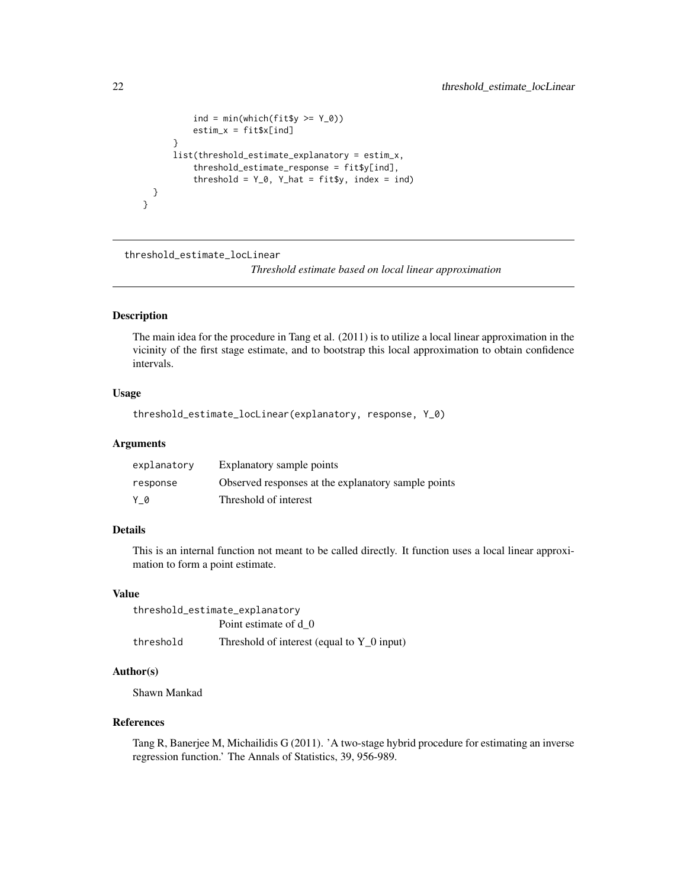```
            ind = min(which(fit$y >= Y_0))
            estim_x = fit$x[ind]
        }
        list(threshold_estimate_explanatory = estim_x,
            threshold_estimate_response = fit$y[ind],
            threshold = Y_0, Y_hat = fit$y, index = ind)
    }
}
```

---

## threshold_estimate_locLinear

*Threshold estimate based on local linear approximation*

---

### Description

The main idea for the procedure in Tang et al. (2011) is to utilize a local linear approximation in the vicinity of the first stage estimate, and to bootstrap this local approximation to obtain confidence intervals.

### Usage

```
threshold_estimate_locLinear(explanatory, response, Y_0)
```

### Arguments

| | |
|---|---|
| `explanatory` | Explanatory sample points |
| `response` | Observed responses at the explanatory sample points |
| `Y_0` | Threshold of interest |

### Details

This is an internal function not meant to be called directly. It function uses a local linear approximation to form a point estimate.

### Value

| | |
|---|---|
| `threshold_estimate_explanatory` | Point estimate of d_0 |
| `threshold` | Threshold of interest (equal to Y_0 input) |

### Author(s)

Shawn Mankad

### References

Tang R, Banerjee M, Michailidis G (2011). 'A two-stage hybrid procedure for estimating an inverse regression function.' The Annals of Statistics, 39, 956-989.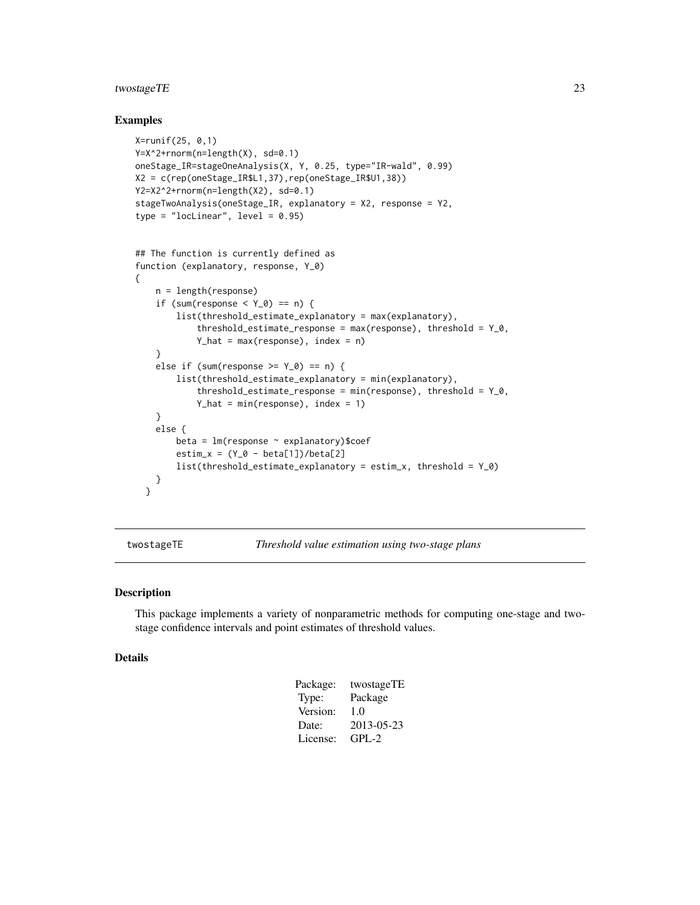### Examples

```
X=runif(25, 0,1)
Y=X^2+rnorm(n=length(X), sd=0.1)
oneStage_IR=stageOneAnalysis(X, Y, 0.25, type="IR-wald", 0.99)
X2 = c(rep(oneStage_IR$L1,37),rep(oneStage_IR$U1,38))
Y2=X2^2+rnorm(n=length(X2), sd=0.1)
stageTwoAnalysis(oneStage_IR, explanatory = X2, response = Y2,
type = "locLinear", level = 0.95)


## The function is currently defined as
function (explanatory, response, Y_0)
{
    n = length(response)
    if (sum(response < Y_0) == n) {
        list(threshold_estimate_explanatory = max(explanatory),
            threshold_estimate_response = max(response), threshold = Y_0,
            Y_hat = max(response), index = n)
    }
    else if (sum(response >= Y_0) == n) {
        list(threshold_estimate_explanatory = min(explanatory),
            threshold_estimate_response = min(response), threshold = Y_0,
            Y_hat = min(response), index = 1)
    }
    else {
        beta = lm(response ~ explanatory)$coef
        estim_x = (Y_0 - beta[1])/beta[2]
        list(threshold_estimate_explanatory = estim_x, threshold = Y_0)
    }
  }
```

---

## twostageTE — *Threshold value estimation using two-stage plans*

### Description

This package implements a variety of nonparametric methods for computing one-stage and two-stage confidence intervals and point estimates of threshold values.

### Details

| | |
|---|---|
| Package: | twostageTE |
| Type: | Package |
| Version: | 1.0 |
| Date: | 2013-05-23 |
| License: | GPL-2 |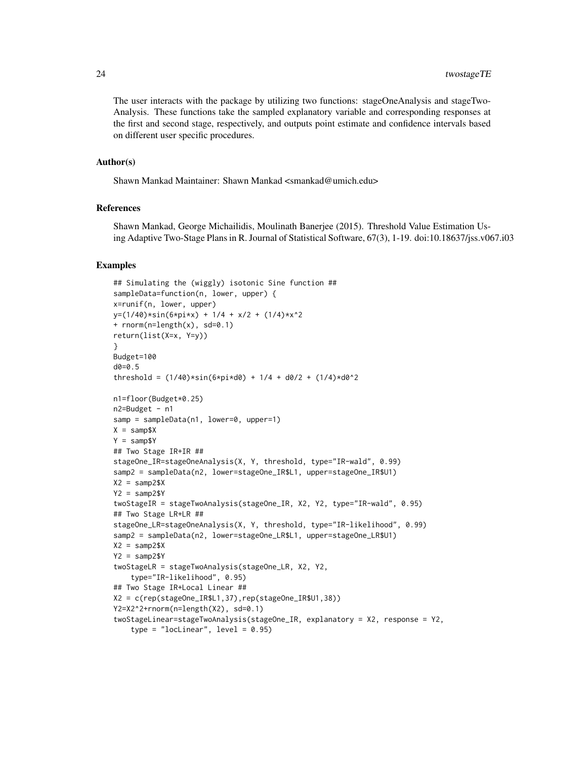The user interacts with the package by utilizing two functions: stageOneAnalysis and stageTwoAnalysis. These functions take the sampled explanatory variable and corresponding responses at the first and second stage, respectively, and outputs point estimate and confidence intervals based on different user specific procedures.

### Author(s)

Shawn Mankad Maintainer: Shawn Mankad <smankad@umich.edu>

### References

Shawn Mankad, George Michailidis, Moulinath Banerjee (2015). Threshold Value Estimation Using Adaptive Two-Stage Plans in R. Journal of Statistical Software, 67(3), 1-19. doi:10.18637/jss.v067.i03

### Examples

```
## Simulating the (wiggly) isotonic Sine function ##
sampleData=function(n, lower, upper) {
x=runif(n, lower, upper)
y=(1/40)*sin(6*pi*x) + 1/4 + x/2 + (1/4)*x^2
+ rnorm(n=length(x), sd=0.1)
return(list(X=x, Y=y))
}
Budget=100
d0=0.5
threshold = (1/40)*sin(6*pi*d0) + 1/4 + d0/2 + (1/4)*d0^2

n1=floor(Budget*0.25)
n2=Budget - n1
samp = sampleData(n1, lower=0, upper=1)
X = samp$X
Y = samp$Y
## Two Stage IR+IR ##
stageOne_IR=stageOneAnalysis(X, Y, threshold, type="IR-wald", 0.99)
samp2 = sampleData(n2, lower=stageOne_IR$L1, upper=stageOne_IR$U1)
X2 = samp2$X
Y2 = samp2$Y
twoStageIR = stageTwoAnalysis(stageOne_IR, X2, Y2, type="IR-wald", 0.95)
## Two Stage LR+LR ##
stageOne_LR=stageOneAnalysis(X, Y, threshold, type="IR-likelihood", 0.99)
samp2 = sampleData(n2, lower=stageOne_LR$L1, upper=stageOne_LR$U1)
X2 = samp2$X
Y2 = samp2$Y
twoStageLR = stageTwoAnalysis(stageOne_LR, X2, Y2,
    type="IR-likelihood", 0.95)
## Two Stage IR+Local Linear ##
X2 = c(rep(stageOne_IR$L1,37),rep(stageOne_IR$U1,38))
Y2=X2^2+rnorm(n=length(X2), sd=0.1)
twoStageLinear=stageTwoAnalysis(stageOne_IR, explanatory = X2, response = Y2,
    type = "locLinear", level = 0.95)
```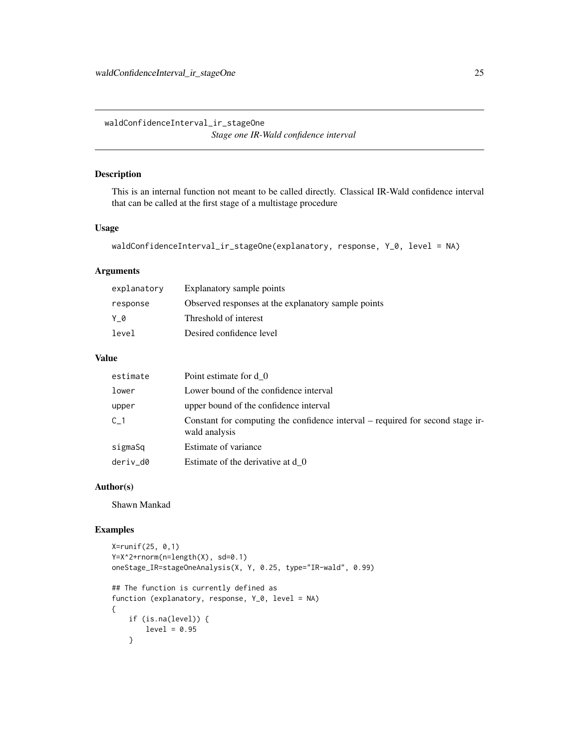waldConfidenceInterval_ir_stageOne

*Stage one IR-Wald confidence interval*

## Description

This is an internal function not meant to be called directly. Classical IR-Wald confidence interval that can be called at the first stage of a multistage procedure

## Usage

```
waldConfidenceInterval_ir_stageOne(explanatory, response, Y_0, level = NA)
```

## Arguments

| | |
|---|---|
| explanatory | Explanatory sample points |
| response | Observed responses at the explanatory sample points |
| Y_0 | Threshold of interest |
| level | Desired confidence level |

## Value

| | |
|---|---|
| estimate | Point estimate for d_0 |
| lower | Lower bound of the confidence interval |
| upper | upper bound of the confidence interval |
| C_1 | Constant for computing the confidence interval – required for second stage ir-wald analysis |
| sigmaSq | Estimate of variance |
| deriv_d0 | Estimate of the derivative at d_0 |

## Author(s)

Shawn Mankad

## Examples

```
X=runif(25, 0,1)
Y=X^2+rnorm(n=length(X), sd=0.1)
oneStage_IR=stageOneAnalysis(X, Y, 0.25, type="IR-wald", 0.99)

## The function is currently defined as
function (explanatory, response, Y_0, level = NA)
{
    if (is.na(level)) {
        level = 0.95
    }
```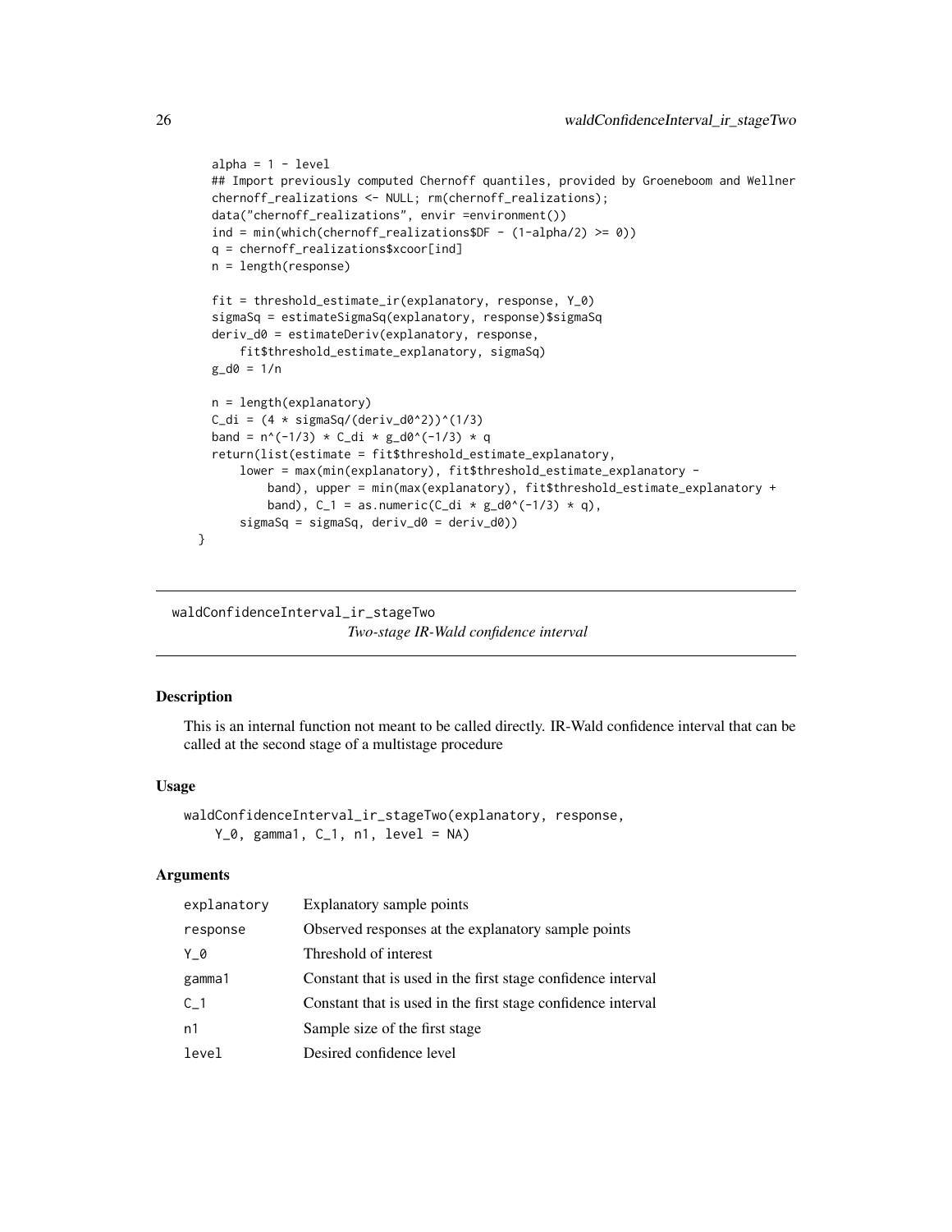```
    alpha = 1 - level
    ## Import previously computed Chernoff quantiles, provided by Groeneboom and Wellner
    chernoff_realizations <- NULL; rm(chernoff_realizations);
    data("chernoff_realizations", envir =environment())
    ind = min(which(chernoff_realizations$DF - (1-alpha/2) >= 0))
    q = chernoff_realizations$xcoor[ind]
    n = length(response)

    fit = threshold_estimate_ir(explanatory, response, Y_0)
    sigmaSq = estimateSigmaSq(explanatory, response)$sigmaSq
    deriv_d0 = estimateDeriv(explanatory, response,
        fit$threshold_estimate_explanatory, sigmaSq)
    g_d0 = 1/n

    n = length(explanatory)
    C_di = (4 * sigmaSq/(deriv_d0^2))^(1/3)
    band = n^(-1/3) * C_di * g_d0^(-1/3) * q
    return(list(estimate = fit$threshold_estimate_explanatory,
        lower = max(min(explanatory), fit$threshold_estimate_explanatory -
            band), upper = min(max(explanatory), fit$threshold_estimate_explanatory +
            band), C_1 = as.numeric(C_di * g_d0^(-1/3) * q),
        sigmaSq = sigmaSq, deriv_d0 = deriv_d0))
}
```

---

## waldConfidenceInterval_ir_stageTwo

*Two-stage IR-Wald confidence interval*

---

### Description

This is an internal function not meant to be called directly. IR-Wald confidence interval that can be called at the second stage of a multistage procedure

### Usage

```
waldConfidenceInterval_ir_stageTwo(explanatory, response,
    Y_0, gamma1, C_1, n1, level = NA)
```

### Arguments

| | |
|---|---|
| explanatory | Explanatory sample points |
| response | Observed responses at the explanatory sample points |
| Y_0 | Threshold of interest |
| gamma1 | Constant that is used in the first stage confidence interval |
| C_1 | Constant that is used in the first stage confidence interval |
| n1 | Sample size of the first stage |
| level | Desired confidence level |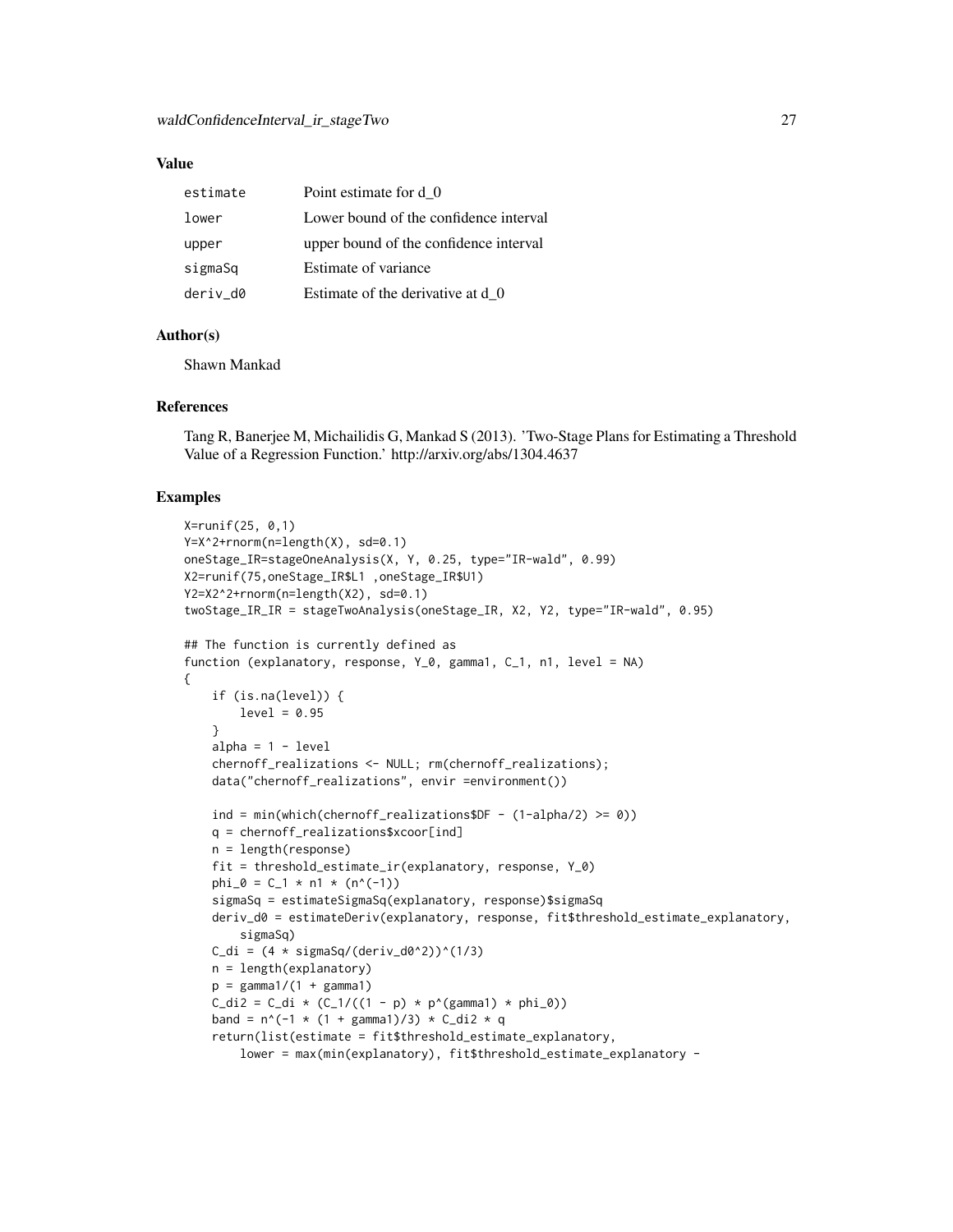## Value

| | |
|---|---|
| estimate | Point estimate for d_0 |
| lower | Lower bound of the confidence interval |
| upper | upper bound of the confidence interval |
| sigmaSq | Estimate of variance |
| deriv_d0 | Estimate of the derivative at d_0 |

## Author(s)

Shawn Mankad

## References

Tang R, Banerjee M, Michailidis G, Mankad S (2013). 'Two-Stage Plans for Estimating a Threshold Value of a Regression Function.' http://arxiv.org/abs/1304.4637

## Examples

```
X=runif(25, 0,1)
Y=X^2+rnorm(n=length(X), sd=0.1)
oneStage_IR=stageOneAnalysis(X, Y, 0.25, type="IR-wald", 0.99)
X2=runif(75,oneStage_IR$L1 ,oneStage_IR$U1)
Y2=X2^2+rnorm(n=length(X2), sd=0.1)
twoStage_IR_IR = stageTwoAnalysis(oneStage_IR, X2, Y2, type="IR-wald", 0.95)

## The function is currently defined as
function (explanatory, response, Y_0, gamma1, C_1, n1, level = NA)
{
    if (is.na(level)) {
        level = 0.95
    }
    alpha = 1 - level
    chernoff_realizations <- NULL; rm(chernoff_realizations);
    data("chernoff_realizations", envir =environment())

    ind = min(which(chernoff_realizations$DF - (1-alpha/2) >= 0))
    q = chernoff_realizations$xcoor[ind]
    n = length(response)
    fit = threshold_estimate_ir(explanatory, response, Y_0)
    phi_0 = C_1 * n1 * (n^(-1))
    sigmaSq = estimateSigmaSq(explanatory, response)$sigmaSq
    deriv_d0 = estimateDeriv(explanatory, response, fit$threshold_estimate_explanatory,
        sigmaSq)
    C_di = (4 * sigmaSq/(deriv_d0^2))^(1/3)
    n = length(explanatory)
    p = gamma1/(1 + gamma1)
    C_di2 = C_di * (C_1/((1 - p) * p^(gamma1) * phi_0))
    band = n^(-1 * (1 + gamma1)/3) * C_di2 * q
    return(list(estimate = fit$threshold_estimate_explanatory,
        lower = max(min(explanatory), fit$threshold_estimate_explanatory -
```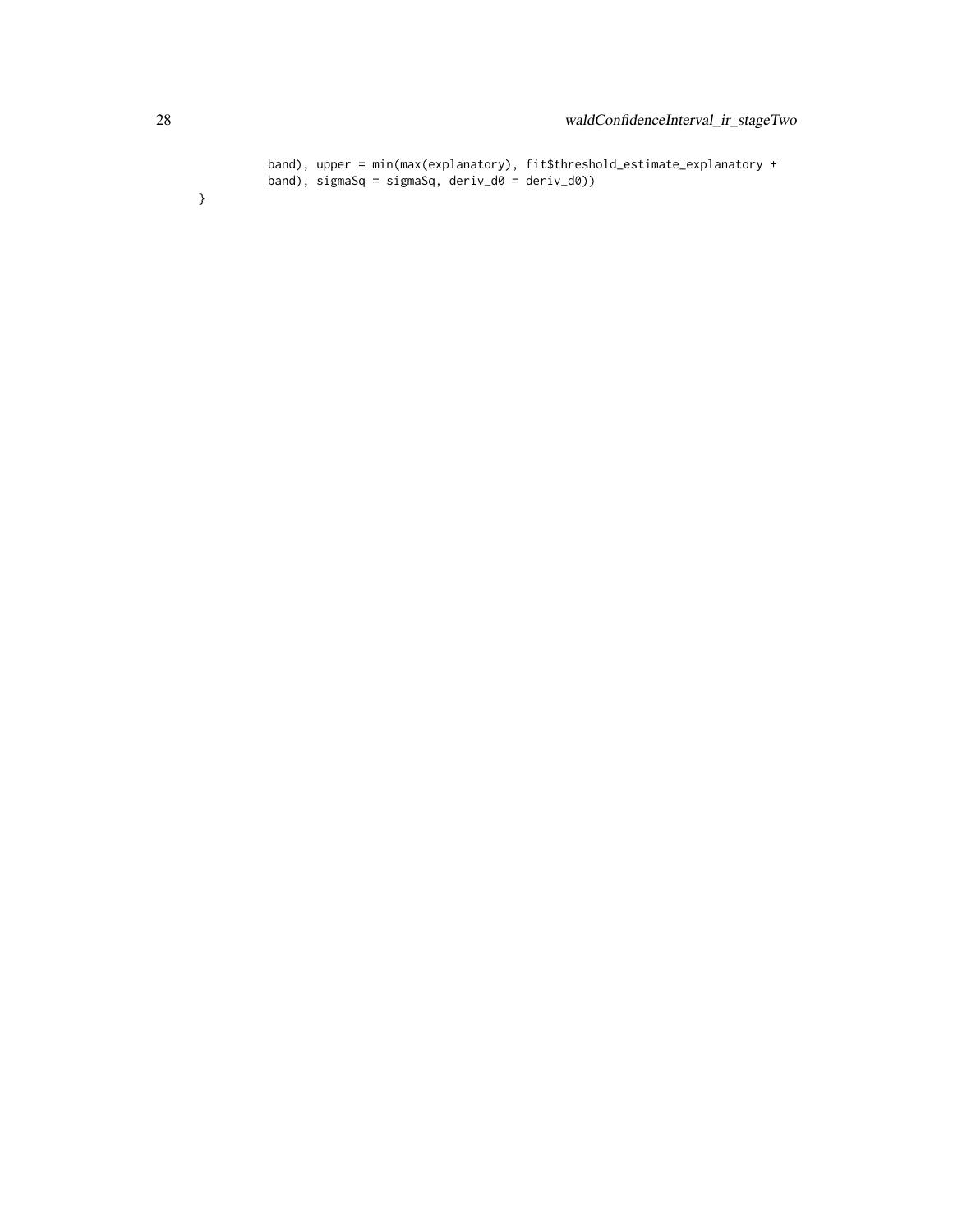```
        band), upper = min(max(explanatory), fit$threshold_estimate_explanatory +
        band), sigmaSq = sigmaSq, deriv_d0 = deriv_d0))
}
```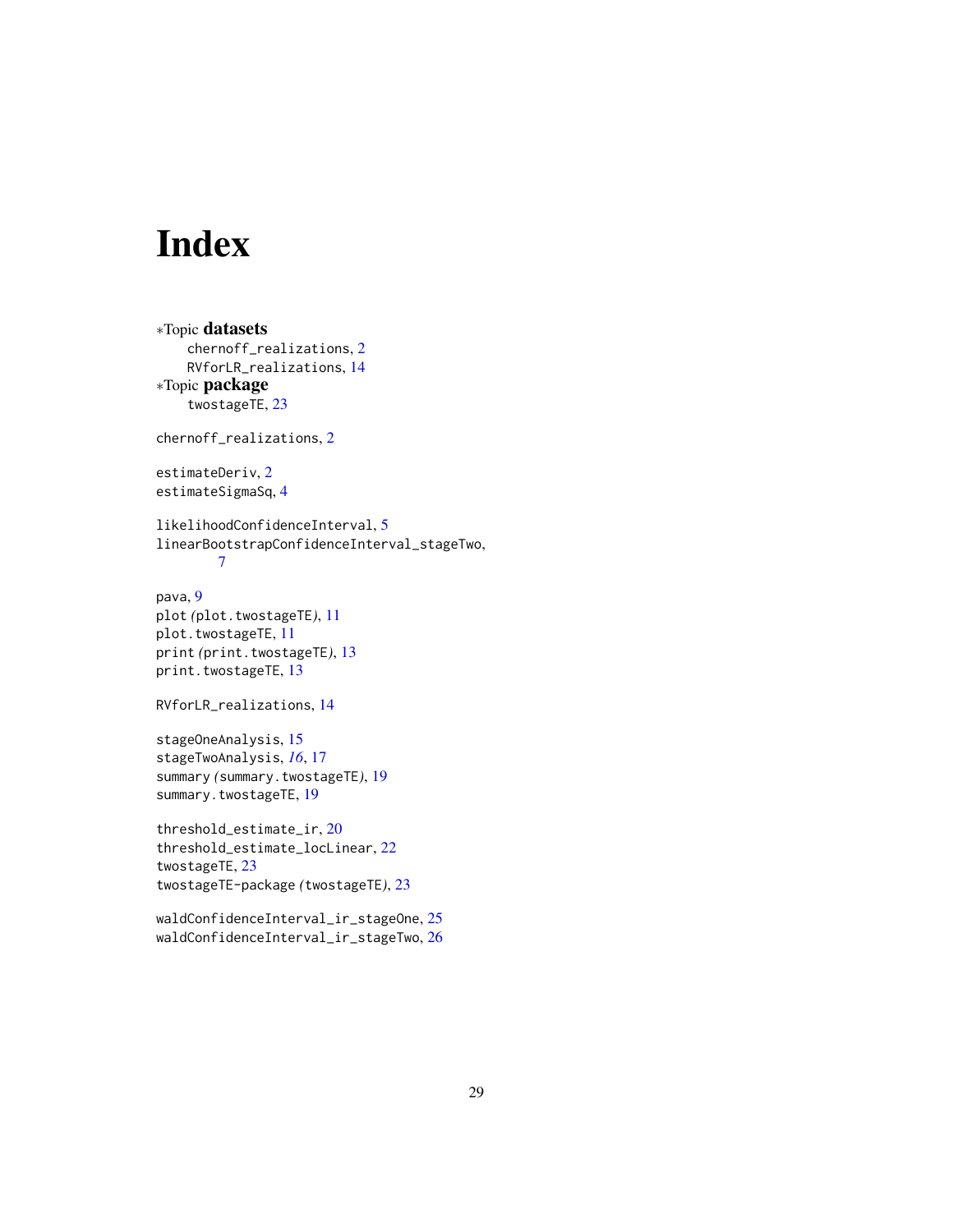# Index

*Topic **datasets**
    chernoff_realizations, 2
    RVforLR_realizations, 14
*Topic **package**
    twostageTE, 23

chernoff_realizations, 2

estimateDeriv, 2
estimateSigmaSq, 4

likelihoodConfidenceInterval, 5
linearBootstrapConfidenceInterval_stageTwo, 7

pava, 9
plot (plot.twostageTE), 11
plot.twostageTE, 11
print (print.twostageTE), 13
print.twostageTE, 13

RVforLR_realizations, 14

stageOneAnalysis, 15
stageTwoAnalysis, *16*, 17
summary (summary.twostageTE), 19
summary.twostageTE, 19

threshold_estimate_ir, 20
threshold_estimate_locLinear, 22
twostageTE, 23
twostageTE-package (twostageTE), 23

waldConfidenceInterval_ir_stageOne, 25
waldConfidenceInterval_ir_stageTwo, 26